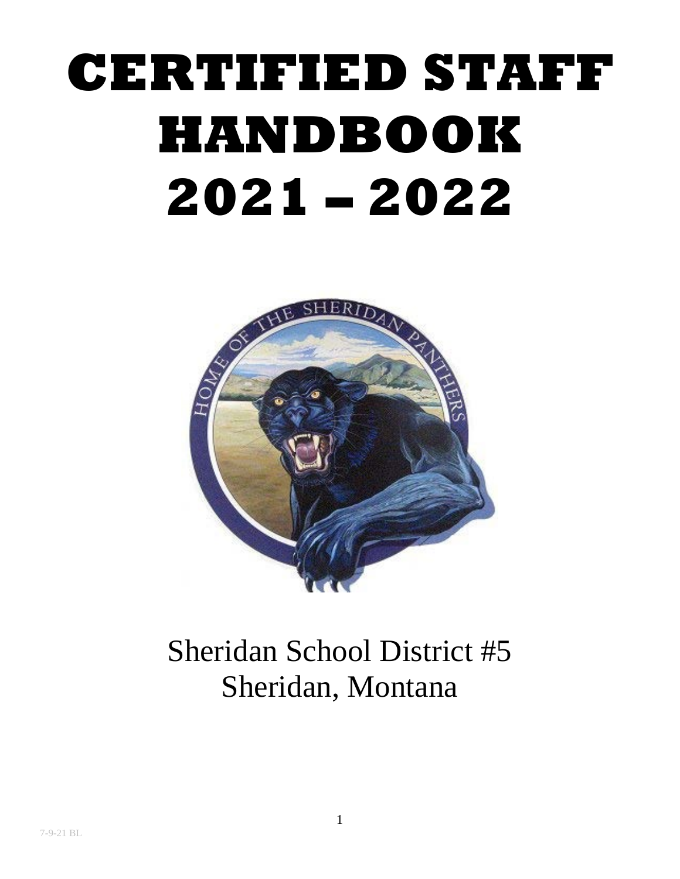# CERTIFIED STAFF HANDBOOK 2021 – 2022

Sheridan School District #5
Sheridan, Montana

7-9-21 BL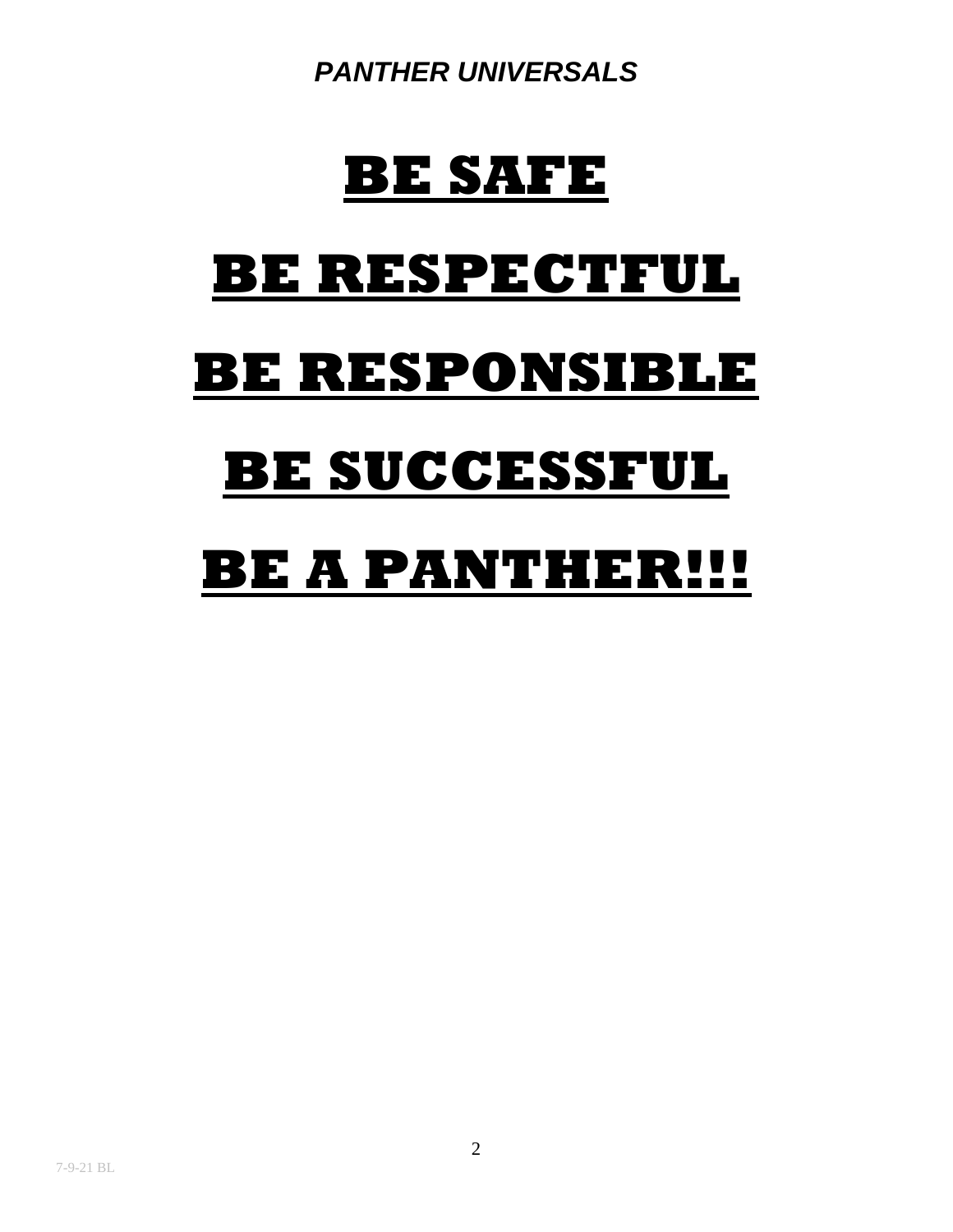***PANTHER UNIVERSALS***

# BE SAFE

# BE RESPECTFUL

# BE RESPONSIBLE

# BE SUCCESSFUL

# BE A PANTHER!!!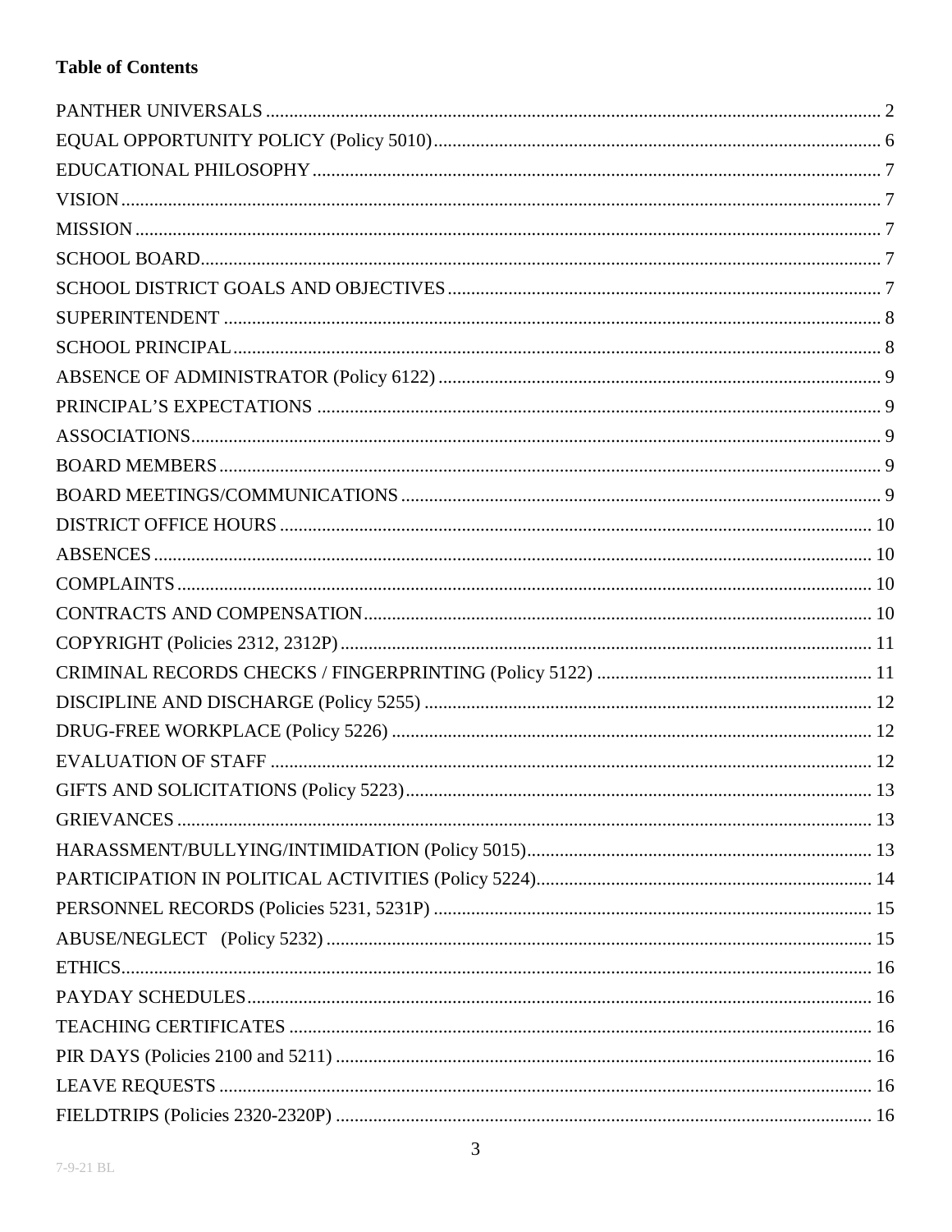**Table of Contents**

PANTHER UNIVERSALS ........ 2
EQUAL OPPORTUNITY POLICY (Policy 5010) ........ 6
EDUCATIONAL PHILOSOPHY ........ 7
VISION ........ 7
MISSION ........ 7
SCHOOL BOARD ........ 7
SCHOOL DISTRICT GOALS AND OBJECTIVES ........ 7
SUPERINTENDENT ........ 8
SCHOOL PRINCIPAL ........ 8
ABSENCE OF ADMINISTRATOR (Policy 6122) ........ 9
PRINCIPAL'S EXPECTATIONS ........ 9
ASSOCIATIONS ........ 9
BOARD MEMBERS ........ 9
BOARD MEETINGS/COMMUNICATIONS ........ 9
DISTRICT OFFICE HOURS ........ 10
ABSENCES ........ 10
COMPLAINTS ........ 10
CONTRACTS AND COMPENSATION ........ 10
COPYRIGHT (Policies 2312, 2312P) ........ 11
CRIMINAL RECORDS CHECKS / FINGERPRINTING (Policy 5122) ........ 11
DISCIPLINE AND DISCHARGE (Policy 5255) ........ 12
DRUG-FREE WORKPLACE (Policy 5226) ........ 12
EVALUATION OF STAFF ........ 12
GIFTS AND SOLICITATIONS (Policy 5223) ........ 13
GRIEVANCES ........ 13
HARASSMENT/BULLYING/INTIMIDATION (Policy 5015) ........ 13
PARTICIPATION IN POLITICAL ACTIVITIES (Policy 5224) ........ 14
PERSONNEL RECORDS (Policies 5231, 5231P) ........ 15
ABUSE/NEGLECT (Policy 5232) ........ 15
ETHICS ........ 16
PAYDAY SCHEDULES ........ 16
TEACHING CERTIFICATES ........ 16
PIR DAYS (Policies 2100 and 5211) ........ 16
LEAVE REQUESTS ........ 16
FIELDTRIPS (Policies 2320-2320P) ........ 16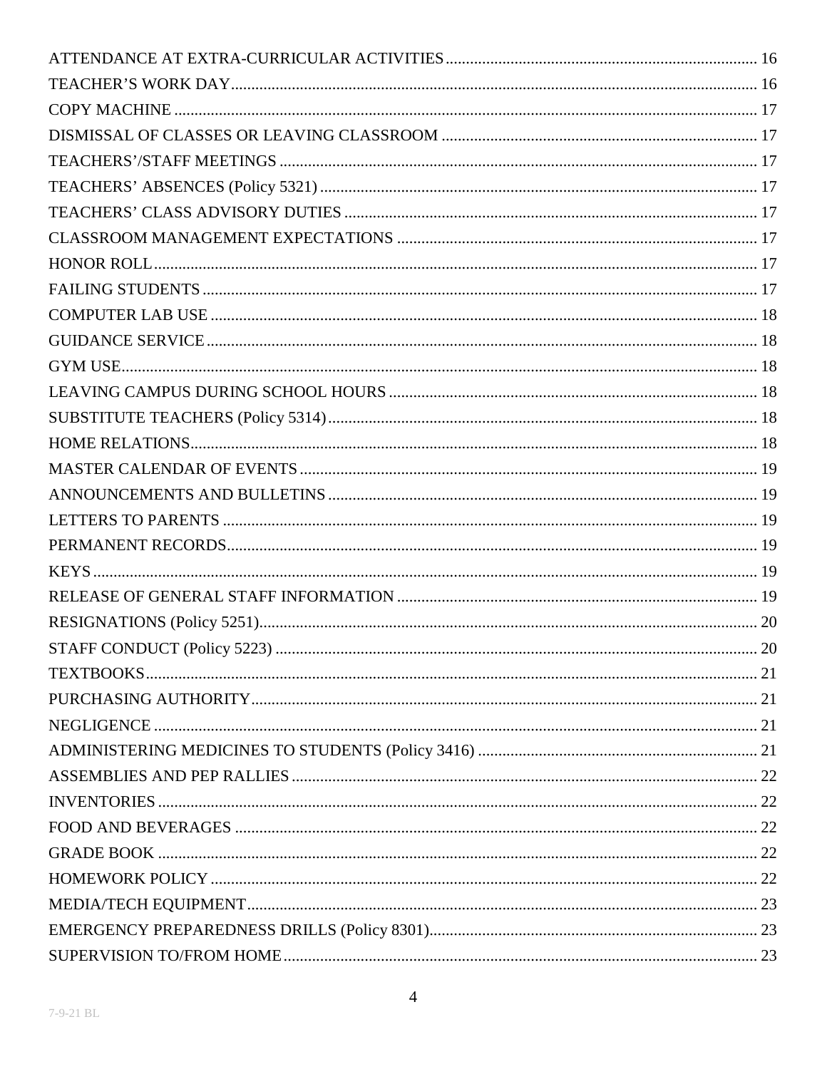ATTENDANCE AT EXTRA-CURRICULAR ACTIVITIES ........ 16
TEACHER'S WORK DAY ........ 16
COPY MACHINE ........ 17
DISMISSAL OF CLASSES OR LEAVING CLASSROOM ........ 17
TEACHERS'/STAFF MEETINGS ........ 17
TEACHERS' ABSENCES (Policy 5321) ........ 17
TEACHERS' CLASS ADVISORY DUTIES ........ 17
CLASSROOM MANAGEMENT EXPECTATIONS ........ 17
HONOR ROLL ........ 17
FAILING STUDENTS ........ 17
COMPUTER LAB USE ........ 18
GUIDANCE SERVICE ........ 18
GYM USE ........ 18
LEAVING CAMPUS DURING SCHOOL HOURS ........ 18
SUBSTITUTE TEACHERS (Policy 5314) ........ 18
HOME RELATIONS ........ 18
MASTER CALENDAR OF EVENTS ........ 19
ANNOUNCEMENTS AND BULLETINS ........ 19
LETTERS TO PARENTS ........ 19
PERMANENT RECORDS ........ 19
KEYS ........ 19
RELEASE OF GENERAL STAFF INFORMATION ........ 19
RESIGNATIONS (Policy 5251) ........ 20
STAFF CONDUCT (Policy 5223) ........ 20
TEXTBOOKS ........ 21
PURCHASING AUTHORITY ........ 21
NEGLIGENCE ........ 21
ADMINISTERING MEDICINES TO STUDENTS (Policy 3416) ........ 21
ASSEMBLIES AND PEP RALLIES ........ 22
INVENTORIES ........ 22
FOOD AND BEVERAGES ........ 22
GRADE BOOK ........ 22
HOMEWORK POLICY ........ 22
MEDIA/TECH EQUIPMENT ........ 23
EMERGENCY PREPAREDNESS DRILLS (Policy 8301) ........ 23
SUPERVISION TO/FROM HOME ........ 23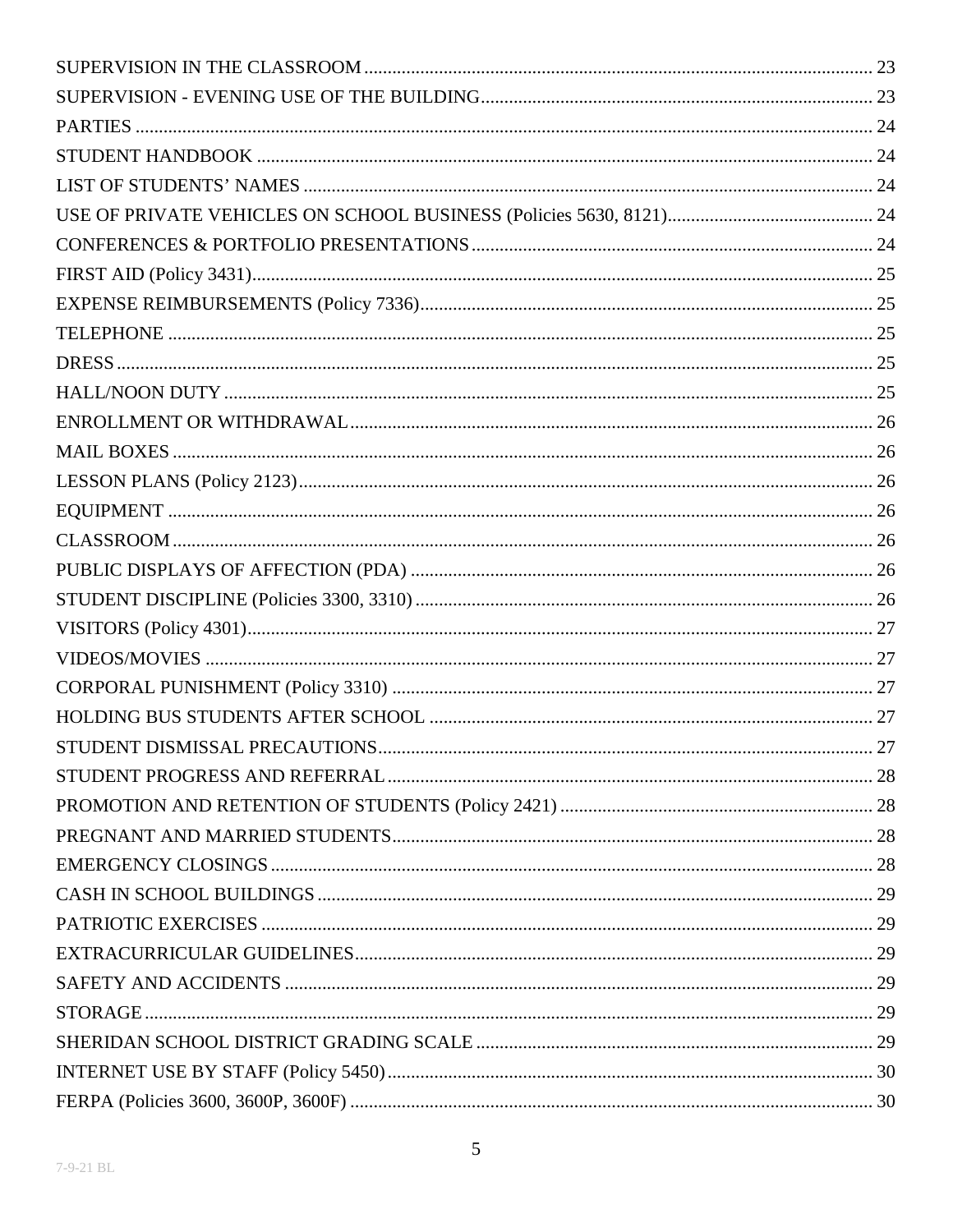SUPERVISION IN THE CLASSROOM ........................................................................................ 23
SUPERVISION - EVENING USE OF THE BUILDING ........................................................................ 23
PARTIES ........................................................................................................................ 24
STUDENT HANDBOOK ........................................................................................................ 24
LIST OF STUDENTS' NAMES ............................................................................................... 24
USE OF PRIVATE VEHICLES ON SCHOOL BUSINESS (Policies 5630, 8121) ..................................... 24
CONFERENCES & PORTFOLIO PRESENTATIONS ........................................................................ 24
FIRST AID (Policy 3431) ................................................................................................... 25
EXPENSE REIMBURSEMENTS (Policy 7336) ............................................................................. 25
TELEPHONE .................................................................................................................... 25
DRESS ........................................................................................................................... 25
HALL/NOON DUTY ........................................................................................................... 25
ENROLLMENT OR WITHDRAWAL .......................................................................................... 26
MAIL BOXES ................................................................................................................... 26
LESSON PLANS (Policy 2123) .............................................................................................. 26
EQUIPMENT .................................................................................................................... 26
CLASSROOM ................................................................................................................... 26
PUBLIC DISPLAYS OF AFFECTION (PDA) ................................................................................ 26
STUDENT DISCIPLINE (Policies 3300, 3310) .......................................................................... 26
VISITORS (Policy 4301) ..................................................................................................... 27
VIDEOS/MOVIES ............................................................................................................... 27
CORPORAL PUNISHMENT (Policy 3310) ................................................................................. 27
HOLDING BUS STUDENTS AFTER SCHOOL ............................................................................. 27
STUDENT DISMISSAL PRECAUTIONS ..................................................................................... 27
STUDENT PROGRESS AND REFERRAL .................................................................................... 28
PROMOTION AND RETENTION OF STUDENTS (Policy 2421) ....................................................... 28
PREGNANT AND MARRIED STUDENTS ................................................................................... 28
EMERGENCY CLOSINGS ..................................................................................................... 28
CASH IN SCHOOL BUILDINGS .............................................................................................. 29
PATRIOTIC EXERCISES ...................................................................................................... 29
EXTRACURRICULAR GUIDELINES .......................................................................................... 29
SAFETY AND ACCIDENTS ................................................................................................... 29
STORAGE ........................................................................................................................ 29
SHERIDAN SCHOOL DISTRICT GRADING SCALE ...................................................................... 29
INTERNET USE BY STAFF (Policy 5450) ................................................................................. 30
FERPA (Policies 3600, 3600P, 3600F) .................................................................................... 30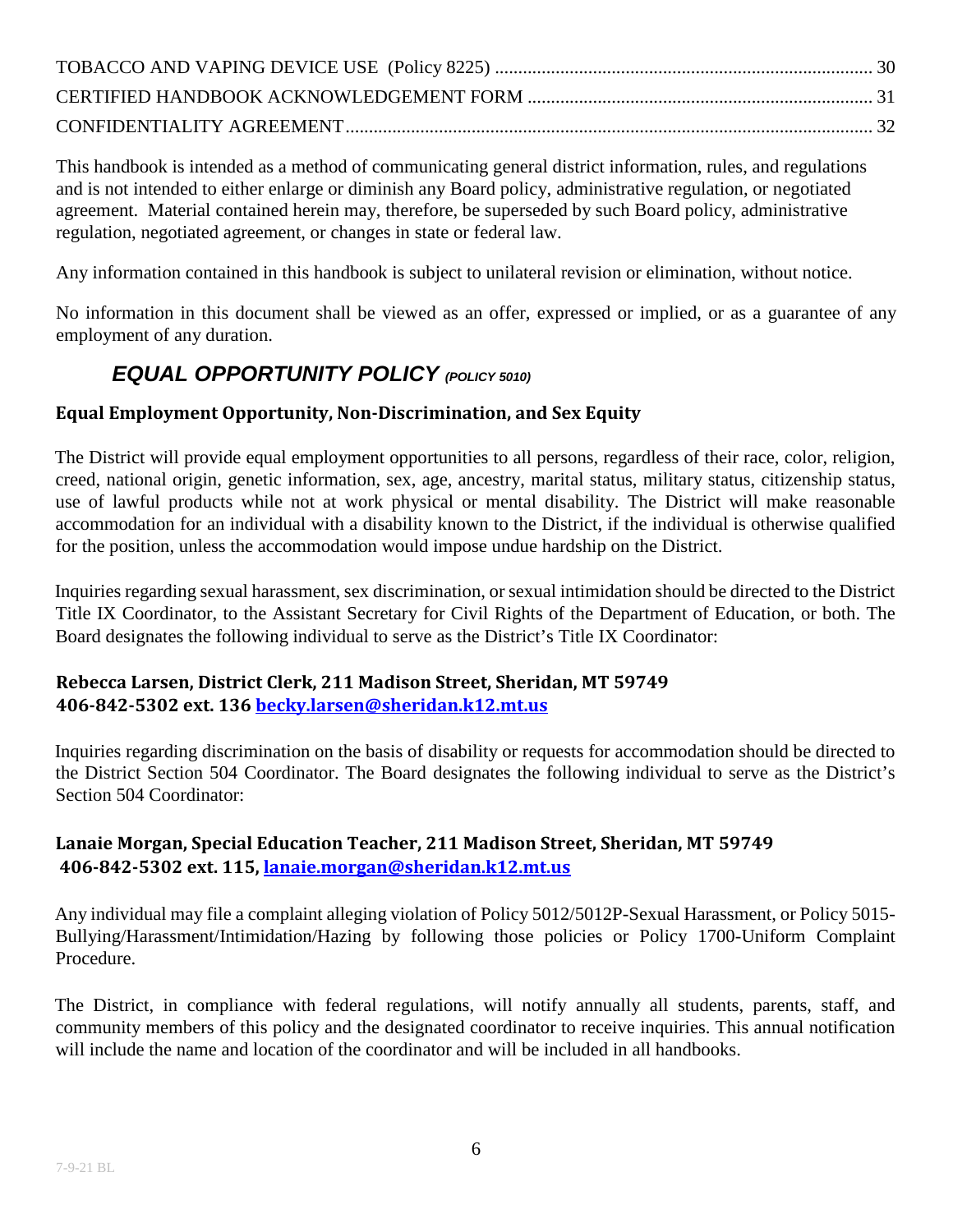TOBACCO AND VAPING DEVICE USE (Policy 8225) ........................................................................... 30
CERTIFIED HANDBOOK ACKNOWLEDGEMENT FORM ......................................................................... 31
CONFIDENTIALITY AGREEMENT ................................................................................................................ 32

This handbook is intended as a method of communicating general district information, rules, and regulations and is not intended to either enlarge or diminish any Board policy, administrative regulation, or negotiated agreement. Material contained herein may, therefore, be superseded by such Board policy, administrative regulation, negotiated agreement, or changes in state or federal law.

Any information contained in this handbook is subject to unilateral revision or elimination, without notice.

No information in this document shall be viewed as an offer, expressed or implied, or as a guarantee of any employment of any duration.

## *EQUAL OPPORTUNITY POLICY (POLICY 5010)*

### Equal Employment Opportunity, Non-Discrimination, and Sex Equity

The District will provide equal employment opportunities to all persons, regardless of their race, color, religion, creed, national origin, genetic information, sex, age, ancestry, marital status, military status, citizenship status, use of lawful products while not at work physical or mental disability. The District will make reasonable accommodation for an individual with a disability known to the District, if the individual is otherwise qualified for the position, unless the accommodation would impose undue hardship on the District.

Inquiries regarding sexual harassment, sex discrimination, or sexual intimidation should be directed to the District Title IX Coordinator, to the Assistant Secretary for Civil Rights of the Department of Education, or both. The Board designates the following individual to serve as the District's Title IX Coordinator:

**Rebecca Larsen, District Clerk, 211 Madison Street, Sheridan, MT 59749**
**406-842-5302 ext. 136 becky.larsen@sheridan.k12.mt.us**

Inquiries regarding discrimination on the basis of disability or requests for accommodation should be directed to the District Section 504 Coordinator. The Board designates the following individual to serve as the District's Section 504 Coordinator:

**Lanaie Morgan, Special Education Teacher, 211 Madison Street, Sheridan, MT 59749**
**406-842-5302 ext. 115, lanaie.morgan@sheridan.k12.mt.us**

Any individual may file a complaint alleging violation of Policy 5012/5012P-Sexual Harassment, or Policy 5015-Bullying/Harassment/Intimidation/Hazing by following those policies or Policy 1700-Uniform Complaint Procedure.

The District, in compliance with federal regulations, will notify annually all students, parents, staff, and community members of this policy and the designated coordinator to receive inquiries. This annual notification will include the name and location of the coordinator and will be included in all handbooks.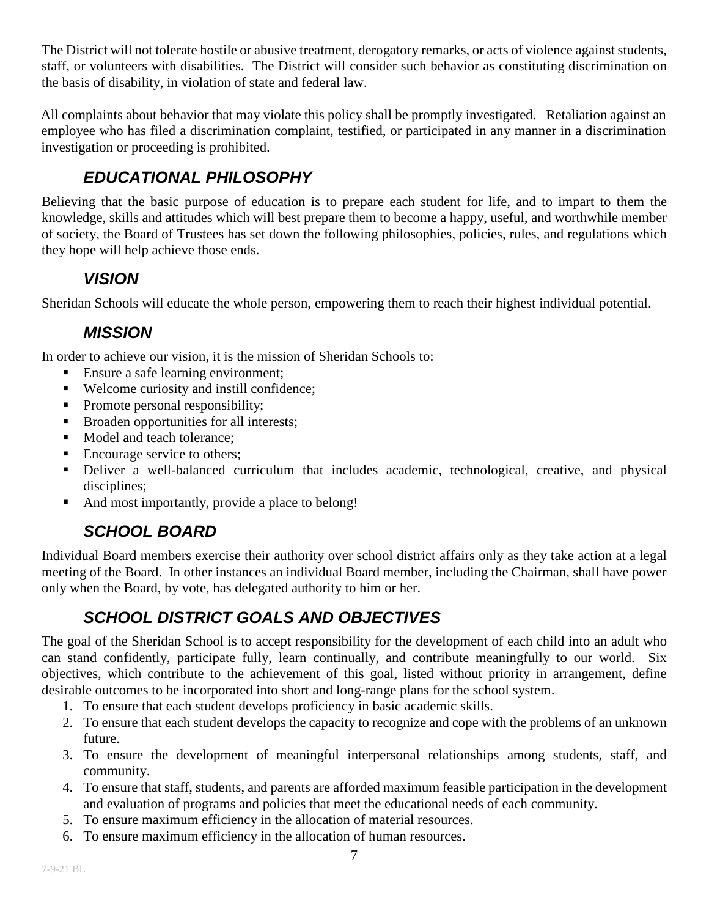The District will not tolerate hostile or abusive treatment, derogatory remarks, or acts of violence against students, staff, or volunteers with disabilities. The District will consider such behavior as constituting discrimination on the basis of disability, in violation of state and federal law.

All complaints about behavior that may violate this policy shall be promptly investigated. Retaliation against an employee who has filed a discrimination complaint, testified, or participated in any manner in a discrimination investigation or proceeding is prohibited.

## *EDUCATIONAL PHILOSOPHY*

Believing that the basic purpose of education is to prepare each student for life, and to impart to them the knowledge, skills and attitudes which will best prepare them to become a happy, useful, and worthwhile member of society, the Board of Trustees has set down the following philosophies, policies, rules, and regulations which they hope will help achieve those ends.

## *VISION*

Sheridan Schools will educate the whole person, empowering them to reach their highest individual potential.

## *MISSION*

In order to achieve our vision, it is the mission of Sheridan Schools to:

- Ensure a safe learning environment;
- Welcome curiosity and instill confidence;
- Promote personal responsibility;
- Broaden opportunities for all interests;
- Model and teach tolerance;
- Encourage service to others;
- Deliver a well-balanced curriculum that includes academic, technological, creative, and physical disciplines;
- And most importantly, provide a place to belong!

## *SCHOOL BOARD*

Individual Board members exercise their authority over school district affairs only as they take action at a legal meeting of the Board. In other instances an individual Board member, including the Chairman, shall have power only when the Board, by vote, has delegated authority to him or her.

## *SCHOOL DISTRICT GOALS AND OBJECTIVES*

The goal of the Sheridan School is to accept responsibility for the development of each child into an adult who can stand confidently, participate fully, learn continually, and contribute meaningfully to our world. Six objectives, which contribute to the achievement of this goal, listed without priority in arrangement, define desirable outcomes to be incorporated into short and long-range plans for the school system.

1. To ensure that each student develops proficiency in basic academic skills.
2. To ensure that each student develops the capacity to recognize and cope with the problems of an unknown future.
3. To ensure the development of meaningful interpersonal relationships among students, staff, and community.
4. To ensure that staff, students, and parents are afforded maximum feasible participation in the development and evaluation of programs and policies that meet the educational needs of each community.
5. To ensure maximum efficiency in the allocation of material resources.
6. To ensure maximum efficiency in the allocation of human resources.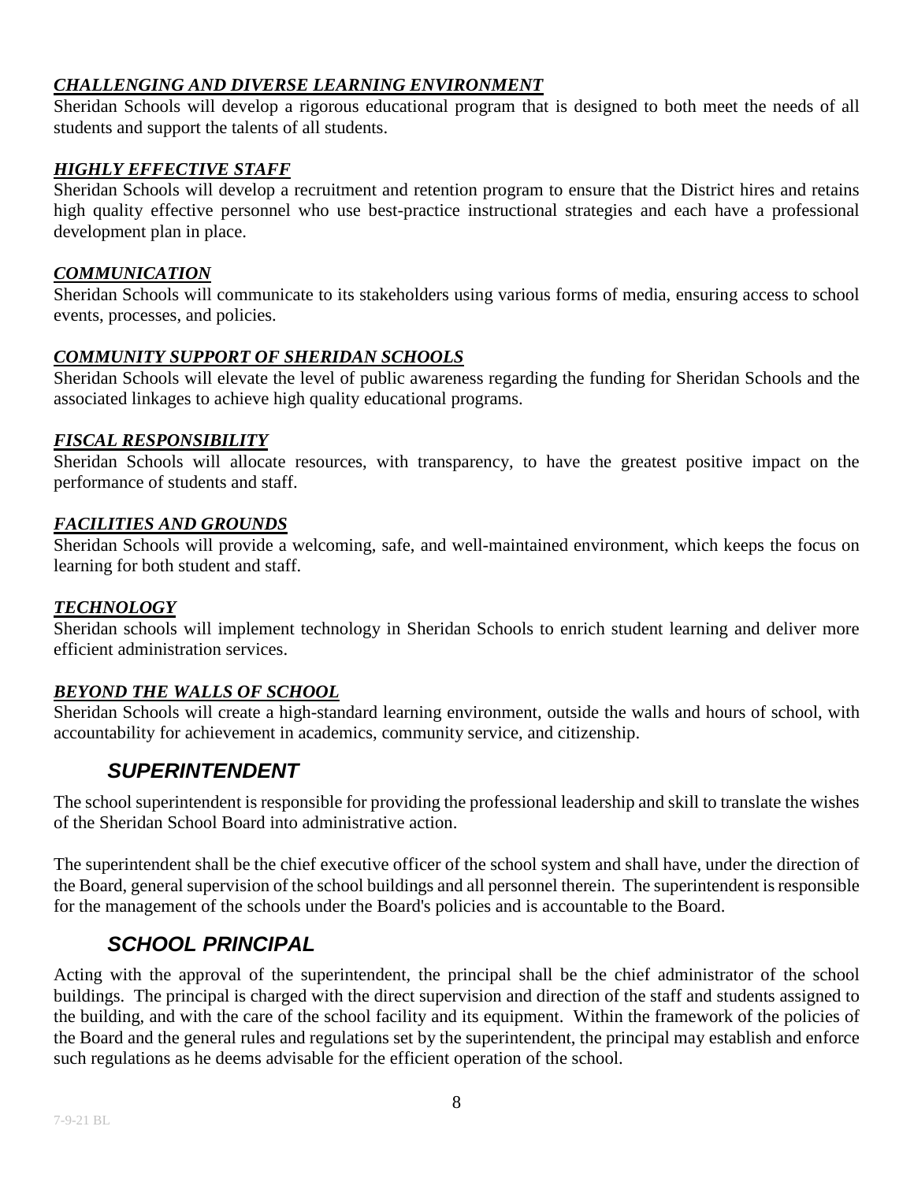***CHALLENGING AND DIVERSE LEARNING ENVIRONMENT***

Sheridan Schools will develop a rigorous educational program that is designed to both meet the needs of all students and support the talents of all students.

***HIGHLY EFFECTIVE STAFF***

Sheridan Schools will develop a recruitment and retention program to ensure that the District hires and retains high quality effective personnel who use best-practice instructional strategies and each have a professional development plan in place.

***COMMUNICATION***

Sheridan Schools will communicate to its stakeholders using various forms of media, ensuring access to school events, processes, and policies.

***COMMUNITY SUPPORT OF SHERIDAN SCHOOLS***

Sheridan Schools will elevate the level of public awareness regarding the funding for Sheridan Schools and the associated linkages to achieve high quality educational programs.

***FISCAL RESPONSIBILITY***

Sheridan Schools will allocate resources, with transparency, to have the greatest positive impact on the performance of students and staff.

***FACILITIES AND GROUNDS***

Sheridan Schools will provide a welcoming, safe, and well-maintained environment, which keeps the focus on learning for both student and staff.

***TECHNOLOGY***

Sheridan schools will implement technology in Sheridan Schools to enrich student learning and deliver more efficient administration services.

***BEYOND THE WALLS OF SCHOOL***

Sheridan Schools will create a high-standard learning environment, outside the walls and hours of school, with accountability for achievement in academics, community service, and citizenship.

## *SUPERINTENDENT*

The school superintendent is responsible for providing the professional leadership and skill to translate the wishes of the Sheridan School Board into administrative action.

The superintendent shall be the chief executive officer of the school system and shall have, under the direction of the Board, general supervision of the school buildings and all personnel therein. The superintendent is responsible for the management of the schools under the Board's policies and is accountable to the Board.

## *SCHOOL PRINCIPAL*

Acting with the approval of the superintendent, the principal shall be the chief administrator of the school buildings. The principal is charged with the direct supervision and direction of the staff and students assigned to the building, and with the care of the school facility and its equipment. Within the framework of the policies of the Board and the general rules and regulations set by the superintendent, the principal may establish and enforce such regulations as he deems advisable for the efficient operation of the school.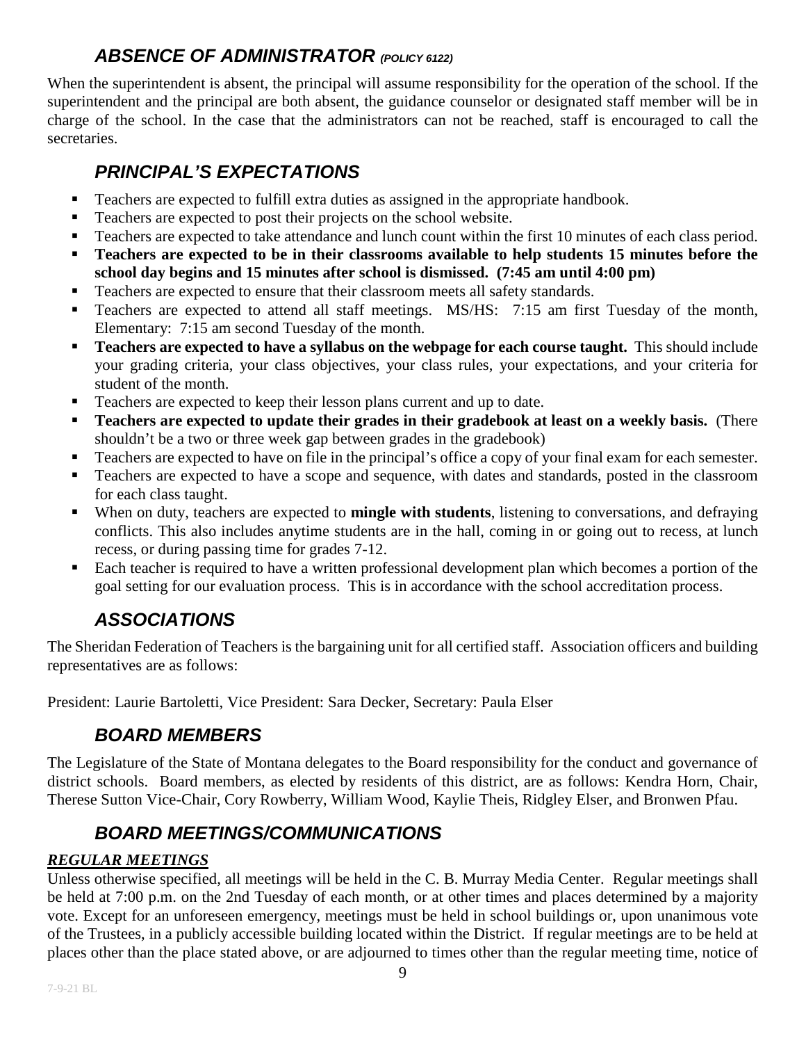## *ABSENCE OF ADMINISTRATOR (POLICY 6122)*

When the superintendent is absent, the principal will assume responsibility for the operation of the school. If the superintendent and the principal are both absent, the guidance counselor or designated staff member will be in charge of the school. In the case that the administrators can not be reached, staff is encouraged to call the secretaries.

## *PRINCIPAL'S EXPECTATIONS*

- Teachers are expected to fulfill extra duties as assigned in the appropriate handbook.
- Teachers are expected to post their projects on the school website.
- Teachers are expected to take attendance and lunch count within the first 10 minutes of each class period.
- **Teachers are expected to be in their classrooms available to help students 15 minutes before the school day begins and 15 minutes after school is dismissed. (7:45 am until 4:00 pm)**
- Teachers are expected to ensure that their classroom meets all safety standards.
- Teachers are expected to attend all staff meetings. MS/HS: 7:15 am first Tuesday of the month, Elementary: 7:15 am second Tuesday of the month.
- **Teachers are expected to have a syllabus on the webpage for each course taught.** This should include your grading criteria, your class objectives, your class rules, your expectations, and your criteria for student of the month.
- Teachers are expected to keep their lesson plans current and up to date.
- **Teachers are expected to update their grades in their gradebook at least on a weekly basis.** (There shouldn't be a two or three week gap between grades in the gradebook)
- Teachers are expected to have on file in the principal's office a copy of your final exam for each semester.
- Teachers are expected to have a scope and sequence, with dates and standards, posted in the classroom for each class taught.
- When on duty, teachers are expected to **mingle with students**, listening to conversations, and defraying conflicts. This also includes anytime students are in the hall, coming in or going out to recess, at lunch recess, or during passing time for grades 7-12.
- Each teacher is required to have a written professional development plan which becomes a portion of the goal setting for our evaluation process. This is in accordance with the school accreditation process.

## *ASSOCIATIONS*

The Sheridan Federation of Teachers is the bargaining unit for all certified staff. Association officers and building representatives are as follows:

President: Laurie Bartoletti, Vice President: Sara Decker, Secretary: Paula Elser

## *BOARD MEMBERS*

The Legislature of the State of Montana delegates to the Board responsibility for the conduct and governance of district schools. Board members, as elected by residents of this district, are as follows: Kendra Horn, Chair, Therese Sutton Vice-Chair, Cory Rowberry, William Wood, Kaylie Theis, Ridgley Elser, and Bronwen Pfau.

## *BOARD MEETINGS/COMMUNICATIONS*

### ***REGULAR MEETINGS***

Unless otherwise specified, all meetings will be held in the C. B. Murray Media Center. Regular meetings shall be held at 7:00 p.m. on the 2nd Tuesday of each month, or at other times and places determined by a majority vote. Except for an unforeseen emergency, meetings must be held in school buildings or, upon unanimous vote of the Trustees, in a publicly accessible building located within the District. If regular meetings are to be held at places other than the place stated above, or are adjourned to times other than the regular meeting time, notice of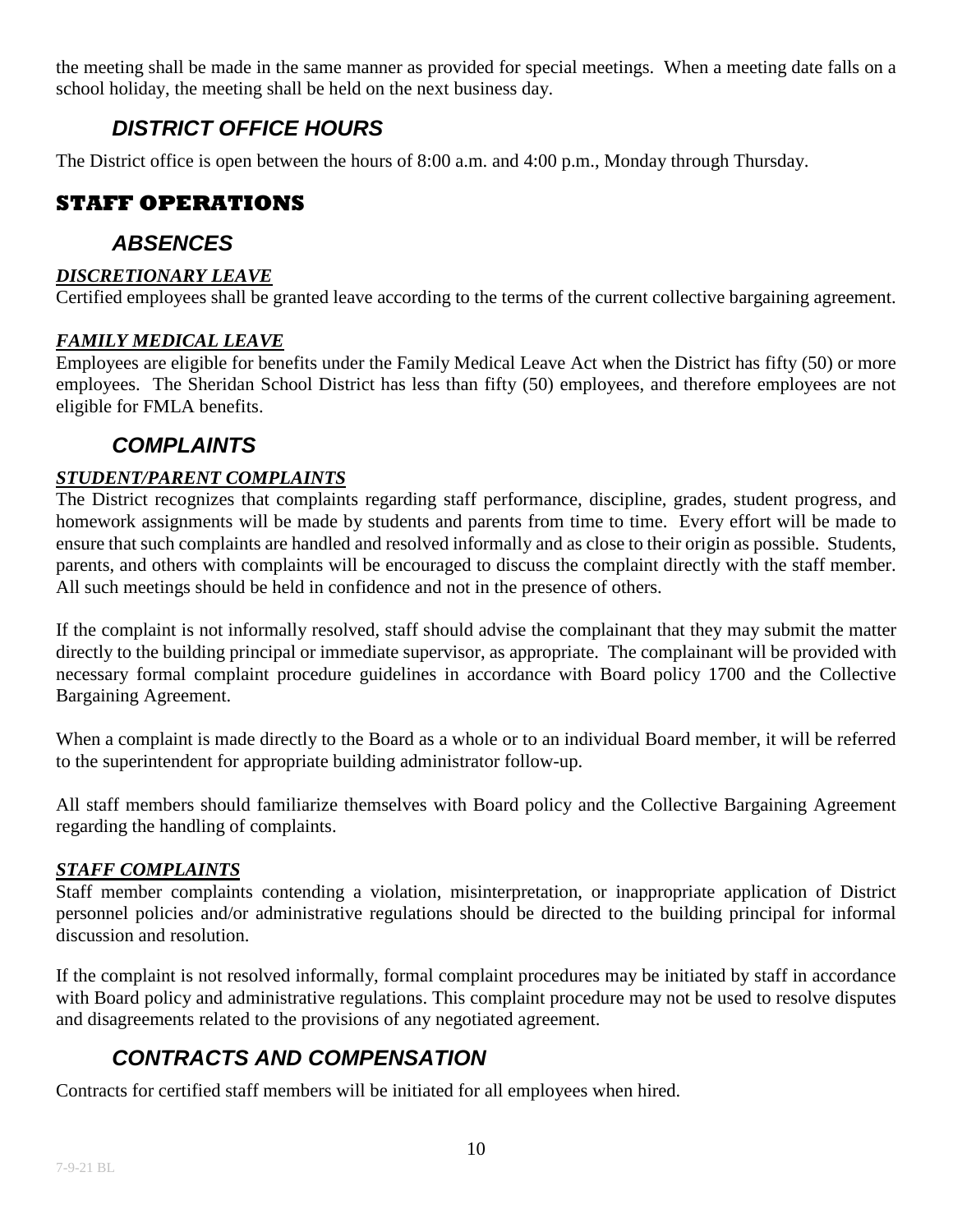the meeting shall be made in the same manner as provided for special meetings. When a meeting date falls on a school holiday, the meeting shall be held on the next business day.

### *DISTRICT OFFICE HOURS*

The District office is open between the hours of 8:00 a.m. and 4:00 p.m., Monday through Thursday.

## STAFF OPERATIONS

### *ABSENCES*

***DISCRETIONARY LEAVE***

Certified employees shall be granted leave according to the terms of the current collective bargaining agreement.

***FAMILY MEDICAL LEAVE***

Employees are eligible for benefits under the Family Medical Leave Act when the District has fifty (50) or more employees. The Sheridan School District has less than fifty (50) employees, and therefore employees are not eligible for FMLA benefits.

### *COMPLAINTS*

***STUDENT/PARENT COMPLAINTS***

The District recognizes that complaints regarding staff performance, discipline, grades, student progress, and homework assignments will be made by students and parents from time to time. Every effort will be made to ensure that such complaints are handled and resolved informally and as close to their origin as possible. Students, parents, and others with complaints will be encouraged to discuss the complaint directly with the staff member. All such meetings should be held in confidence and not in the presence of others.

If the complaint is not informally resolved, staff should advise the complainant that they may submit the matter directly to the building principal or immediate supervisor, as appropriate. The complainant will be provided with necessary formal complaint procedure guidelines in accordance with Board policy 1700 and the Collective Bargaining Agreement.

When a complaint is made directly to the Board as a whole or to an individual Board member, it will be referred to the superintendent for appropriate building administrator follow-up.

All staff members should familiarize themselves with Board policy and the Collective Bargaining Agreement regarding the handling of complaints.

***STAFF COMPLAINTS***

Staff member complaints contending a violation, misinterpretation, or inappropriate application of District personnel policies and/or administrative regulations should be directed to the building principal for informal discussion and resolution.

If the complaint is not resolved informally, formal complaint procedures may be initiated by staff in accordance with Board policy and administrative regulations. This complaint procedure may not be used to resolve disputes and disagreements related to the provisions of any negotiated agreement.

### *CONTRACTS AND COMPENSATION*

Contracts for certified staff members will be initiated for all employees when hired.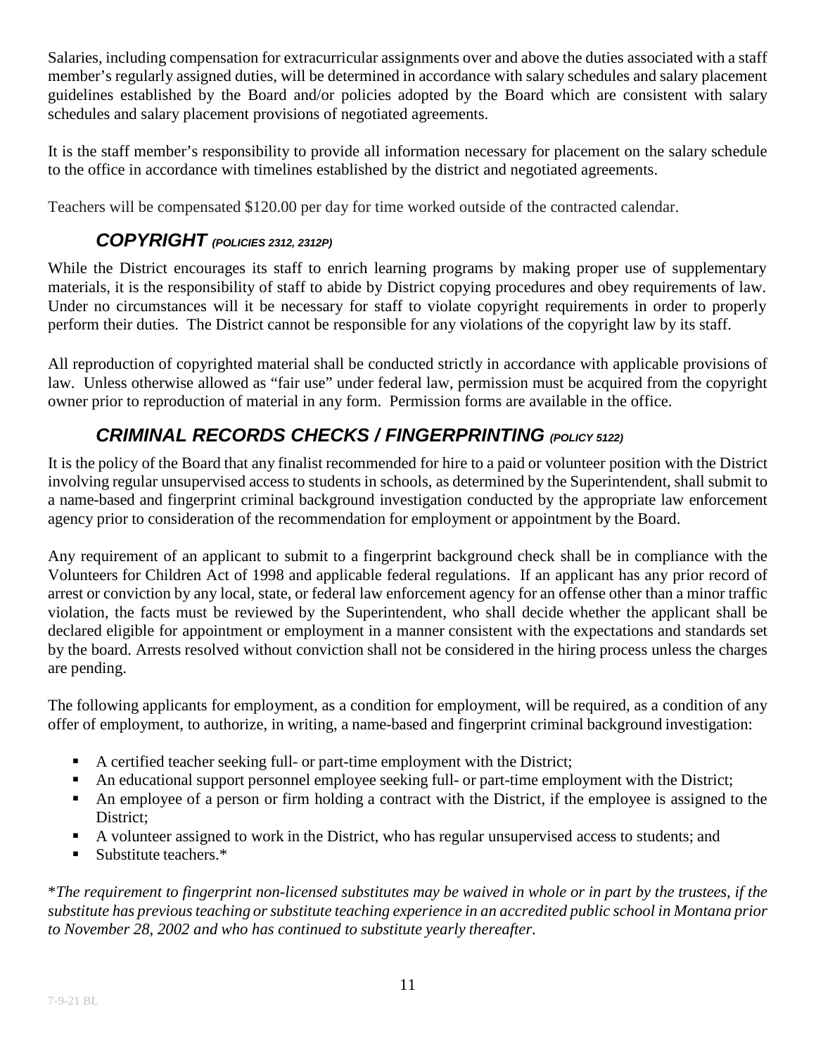Salaries, including compensation for extracurricular assignments over and above the duties associated with a staff member's regularly assigned duties, will be determined in accordance with salary schedules and salary placement guidelines established by the Board and/or policies adopted by the Board which are consistent with salary schedules and salary placement provisions of negotiated agreements.

It is the staff member's responsibility to provide all information necessary for placement on the salary schedule to the office in accordance with timelines established by the district and negotiated agreements.

Teachers will be compensated $120.00 per day for time worked outside of the contracted calendar.

## *COPYRIGHT (POLICIES 2312, 2312P)*

While the District encourages its staff to enrich learning programs by making proper use of supplementary materials, it is the responsibility of staff to abide by District copying procedures and obey requirements of law. Under no circumstances will it be necessary for staff to violate copyright requirements in order to properly perform their duties. The District cannot be responsible for any violations of the copyright law by its staff.

All reproduction of copyrighted material shall be conducted strictly in accordance with applicable provisions of law. Unless otherwise allowed as "fair use" under federal law, permission must be acquired from the copyright owner prior to reproduction of material in any form. Permission forms are available in the office.

## *CRIMINAL RECORDS CHECKS / FINGERPRINTING (POLICY 5122)*

It is the policy of the Board that any finalist recommended for hire to a paid or volunteer position with the District involving regular unsupervised access to students in schools, as determined by the Superintendent, shall submit to a name-based and fingerprint criminal background investigation conducted by the appropriate law enforcement agency prior to consideration of the recommendation for employment or appointment by the Board.

Any requirement of an applicant to submit to a fingerprint background check shall be in compliance with the Volunteers for Children Act of 1998 and applicable federal regulations. If an applicant has any prior record of arrest or conviction by any local, state, or federal law enforcement agency for an offense other than a minor traffic violation, the facts must be reviewed by the Superintendent, who shall decide whether the applicant shall be declared eligible for appointment or employment in a manner consistent with the expectations and standards set by the board. Arrests resolved without conviction shall not be considered in the hiring process unless the charges are pending.

The following applicants for employment, as a condition for employment, will be required, as a condition of any offer of employment, to authorize, in writing, a name-based and fingerprint criminal background investigation:

- A certified teacher seeking full- or part-time employment with the District;
- An educational support personnel employee seeking full- or part-time employment with the District;
- An employee of a person or firm holding a contract with the District, if the employee is assigned to the District;
- A volunteer assigned to work in the District, who has regular unsupervised access to students; and
- Substitute teachers.*

**The requirement to fingerprint non-licensed substitutes may be waived in whole or in part by the trustees, if the substitute has previous teaching or substitute teaching experience in an accredited public school in Montana prior to November 28, 2002 and who has continued to substitute yearly thereafter.*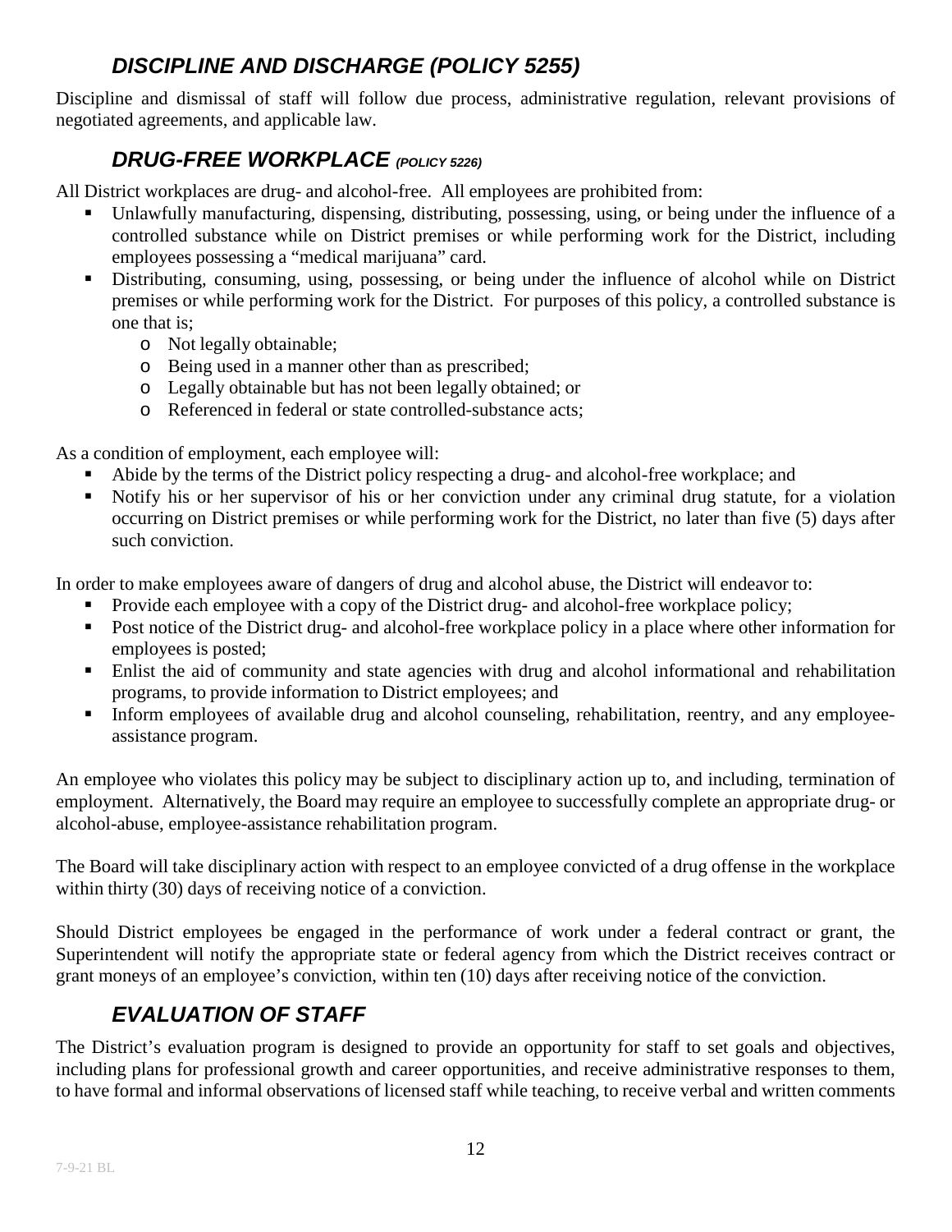## *DISCIPLINE AND DISCHARGE (POLICY 5255)*

Discipline and dismissal of staff will follow due process, administrative regulation, relevant provisions of negotiated agreements, and applicable law.

## *DRUG-FREE WORKPLACE (POLICY 5226)*

All District workplaces are drug- and alcohol-free. All employees are prohibited from:

- Unlawfully manufacturing, dispensing, distributing, possessing, using, or being under the influence of a controlled substance while on District premises or while performing work for the District, including employees possessing a "medical marijuana" card.
- Distributing, consuming, using, possessing, or being under the influence of alcohol while on District premises or while performing work for the District. For purposes of this policy, a controlled substance is one that is;
  - Not legally obtainable;
  - Being used in a manner other than as prescribed;
  - Legally obtainable but has not been legally obtained; or
  - Referenced in federal or state controlled-substance acts;

As a condition of employment, each employee will:

- Abide by the terms of the District policy respecting a drug- and alcohol-free workplace; and
- Notify his or her supervisor of his or her conviction under any criminal drug statute, for a violation occurring on District premises or while performing work for the District, no later than five (5) days after such conviction.

In order to make employees aware of dangers of drug and alcohol abuse, the District will endeavor to:

- Provide each employee with a copy of the District drug- and alcohol-free workplace policy;
- Post notice of the District drug- and alcohol-free workplace policy in a place where other information for employees is posted;
- Enlist the aid of community and state agencies with drug and alcohol informational and rehabilitation programs, to provide information to District employees; and
- Inform employees of available drug and alcohol counseling, rehabilitation, reentry, and any employee-assistance program.

An employee who violates this policy may be subject to disciplinary action up to, and including, termination of employment. Alternatively, the Board may require an employee to successfully complete an appropriate drug- or alcohol-abuse, employee-assistance rehabilitation program.

The Board will take disciplinary action with respect to an employee convicted of a drug offense in the workplace within thirty (30) days of receiving notice of a conviction.

Should District employees be engaged in the performance of work under a federal contract or grant, the Superintendent will notify the appropriate state or federal agency from which the District receives contract or grant moneys of an employee's conviction, within ten (10) days after receiving notice of the conviction.

## *EVALUATION OF STAFF*

The District's evaluation program is designed to provide an opportunity for staff to set goals and objectives, including plans for professional growth and career opportunities, and receive administrative responses to them, to have formal and informal observations of licensed staff while teaching, to receive verbal and written comments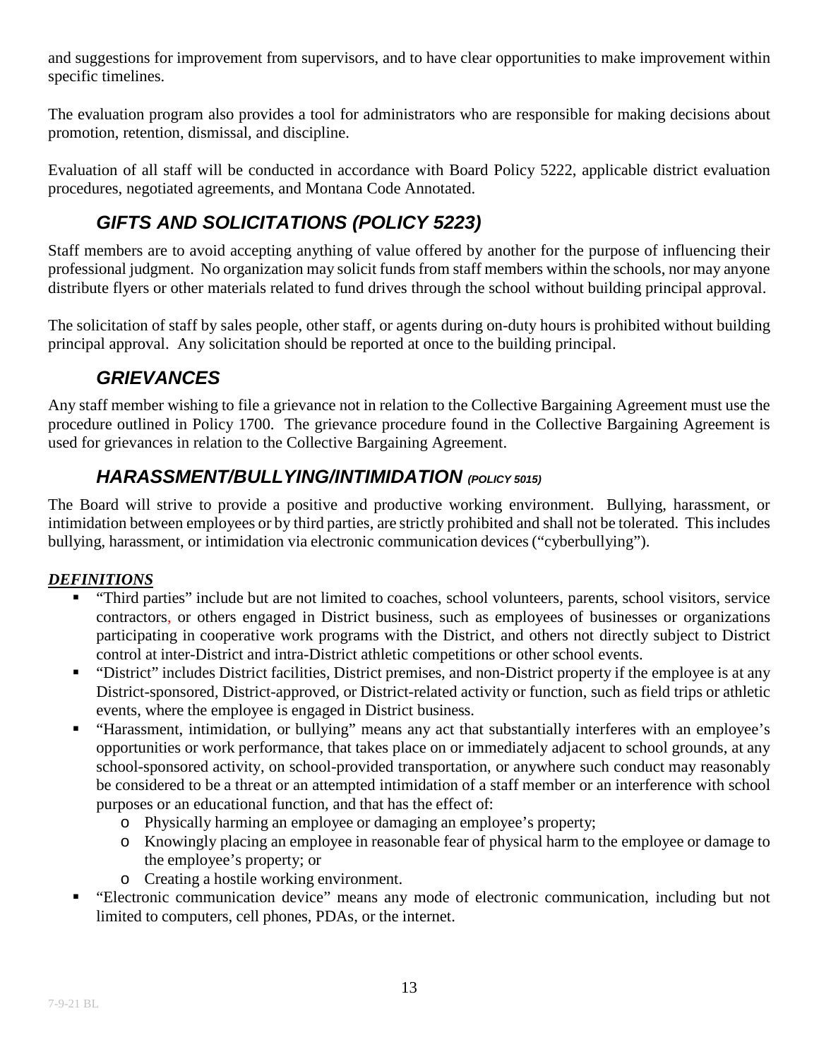and suggestions for improvement from supervisors, and to have clear opportunities to make improvement within specific timelines.

The evaluation program also provides a tool for administrators who are responsible for making decisions about promotion, retention, dismissal, and discipline.

Evaluation of all staff will be conducted in accordance with Board Policy 5222, applicable district evaluation procedures, negotiated agreements, and Montana Code Annotated.

## *GIFTS AND SOLICITATIONS (POLICY 5223)*

Staff members are to avoid accepting anything of value offered by another for the purpose of influencing their professional judgment. No organization may solicit funds from staff members within the schools, nor may anyone distribute flyers or other materials related to fund drives through the school without building principal approval.

The solicitation of staff by sales people, other staff, or agents during on-duty hours is prohibited without building principal approval. Any solicitation should be reported at once to the building principal.

## *GRIEVANCES*

Any staff member wishing to file a grievance not in relation to the Collective Bargaining Agreement must use the procedure outlined in Policy 1700. The grievance procedure found in the Collective Bargaining Agreement is used for grievances in relation to the Collective Bargaining Agreement.

## *HARASSMENT/BULLYING/INTIMIDATION (POLICY 5015)*

The Board will strive to provide a positive and productive working environment. Bullying, harassment, or intimidation between employees or by third parties, are strictly prohibited and shall not be tolerated. This includes bullying, harassment, or intimidation via electronic communication devices ("cyberbullying").

### ***DEFINITIONS***

- "Third parties" include but are not limited to coaches, school volunteers, parents, school visitors, service contractors, or others engaged in District business, such as employees of businesses or organizations participating in cooperative work programs with the District, and others not directly subject to District control at inter-District and intra-District athletic competitions or other school events.
- "District" includes District facilities, District premises, and non-District property if the employee is at any District-sponsored, District-approved, or District-related activity or function, such as field trips or athletic events, where the employee is engaged in District business.
- "Harassment, intimidation, or bullying" means any act that substantially interferes with an employee's opportunities or work performance, that takes place on or immediately adjacent to school grounds, at any school-sponsored activity, on school-provided transportation, or anywhere such conduct may reasonably be considered to be a threat or an attempted intimidation of a staff member or an interference with school purposes or an educational function, and that has the effect of:
  - Physically harming an employee or damaging an employee's property;
  - Knowingly placing an employee in reasonable fear of physical harm to the employee or damage to the employee's property; or
  - Creating a hostile working environment.
- "Electronic communication device" means any mode of electronic communication, including but not limited to computers, cell phones, PDAs, or the internet.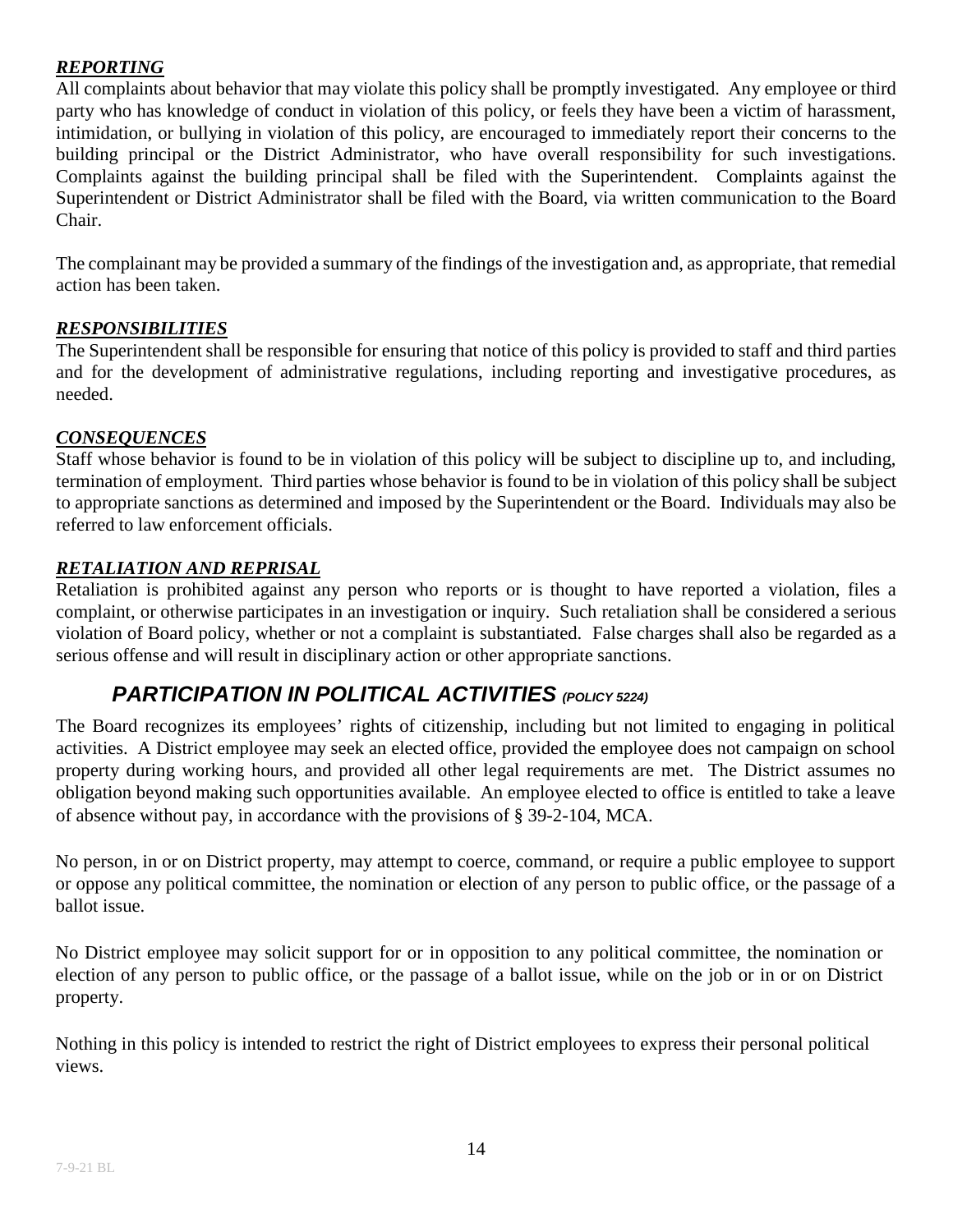### ***REPORTING***

All complaints about behavior that may violate this policy shall be promptly investigated. Any employee or third party who has knowledge of conduct in violation of this policy, or feels they have been a victim of harassment, intimidation, or bullying in violation of this policy, are encouraged to immediately report their concerns to the building principal or the District Administrator, who have overall responsibility for such investigations. Complaints against the building principal shall be filed with the Superintendent. Complaints against the Superintendent or District Administrator shall be filed with the Board, via written communication to the Board Chair.

The complainant may be provided a summary of the findings of the investigation and, as appropriate, that remedial action has been taken.

### ***RESPONSIBILITIES***

The Superintendent shall be responsible for ensuring that notice of this policy is provided to staff and third parties and for the development of administrative regulations, including reporting and investigative procedures, as needed.

### ***CONSEQUENCES***

Staff whose behavior is found to be in violation of this policy will be subject to discipline up to, and including, termination of employment. Third parties whose behavior is found to be in violation of this policy shall be subject to appropriate sanctions as determined and imposed by the Superintendent or the Board. Individuals may also be referred to law enforcement officials.

### ***RETALIATION AND REPRISAL***

Retaliation is prohibited against any person who reports or is thought to have reported a violation, files a complaint, or otherwise participates in an investigation or inquiry. Such retaliation shall be considered a serious violation of Board policy, whether or not a complaint is substantiated. False charges shall also be regarded as a serious offense and will result in disciplinary action or other appropriate sanctions.

## ***PARTICIPATION IN POLITICAL ACTIVITIES*** *(POLICY 5224)*

The Board recognizes its employees' rights of citizenship, including but not limited to engaging in political activities. A District employee may seek an elected office, provided the employee does not campaign on school property during working hours, and provided all other legal requirements are met. The District assumes no obligation beyond making such opportunities available. An employee elected to office is entitled to take a leave of absence without pay, in accordance with the provisions of § 39-2-104, MCA.

No person, in or on District property, may attempt to coerce, command, or require a public employee to support or oppose any political committee, the nomination or election of any person to public office, or the passage of a ballot issue.

No District employee may solicit support for or in opposition to any political committee, the nomination or election of any person to public office, or the passage of a ballot issue, while on the job or in or on District property.

Nothing in this policy is intended to restrict the right of District employees to express their personal political views.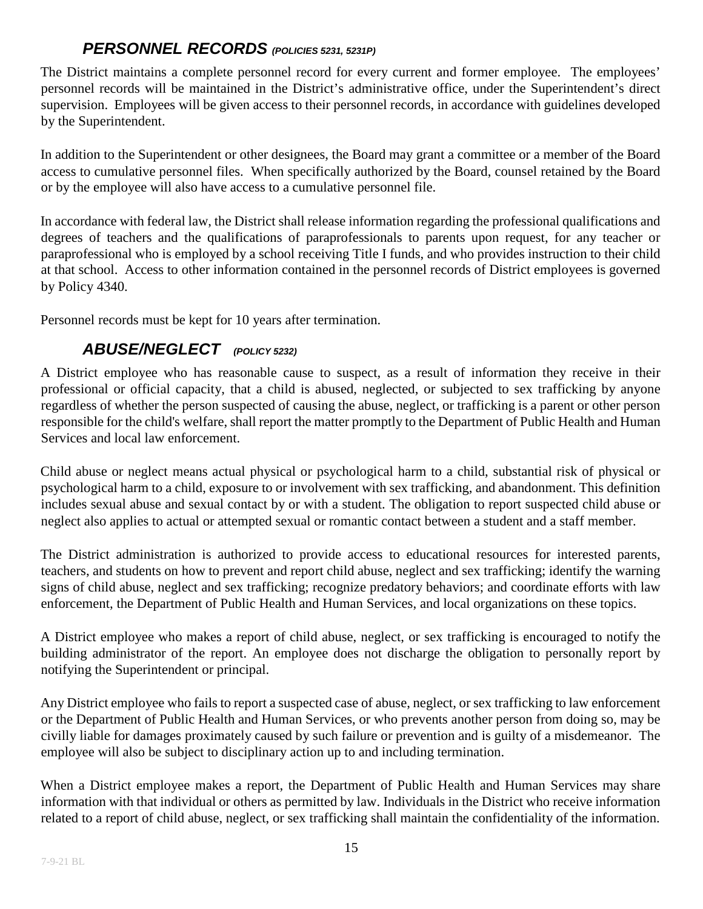## ***PERSONNEL RECORDS*** *(POLICIES 5231, 5231P)*

The District maintains a complete personnel record for every current and former employee. The employees' personnel records will be maintained in the District's administrative office, under the Superintendent's direct supervision. Employees will be given access to their personnel records, in accordance with guidelines developed by the Superintendent.

In addition to the Superintendent or other designees, the Board may grant a committee or a member of the Board access to cumulative personnel files. When specifically authorized by the Board, counsel retained by the Board or by the employee will also have access to a cumulative personnel file.

In accordance with federal law, the District shall release information regarding the professional qualifications and degrees of teachers and the qualifications of paraprofessionals to parents upon request, for any teacher or paraprofessional who is employed by a school receiving Title I funds, and who provides instruction to their child at that school. Access to other information contained in the personnel records of District employees is governed by Policy 4340.

Personnel records must be kept for 10 years after termination.

## ***ABUSE/NEGLECT*** *(POLICY 5232)*

A District employee who has reasonable cause to suspect, as a result of information they receive in their professional or official capacity, that a child is abused, neglected, or subjected to sex trafficking by anyone regardless of whether the person suspected of causing the abuse, neglect, or trafficking is a parent or other person responsible for the child's welfare, shall report the matter promptly to the Department of Public Health and Human Services and local law enforcement.

Child abuse or neglect means actual physical or psychological harm to a child, substantial risk of physical or psychological harm to a child, exposure to or involvement with sex trafficking, and abandonment. This definition includes sexual abuse and sexual contact by or with a student. The obligation to report suspected child abuse or neglect also applies to actual or attempted sexual or romantic contact between a student and a staff member.

The District administration is authorized to provide access to educational resources for interested parents, teachers, and students on how to prevent and report child abuse, neglect and sex trafficking; identify the warning signs of child abuse, neglect and sex trafficking; recognize predatory behaviors; and coordinate efforts with law enforcement, the Department of Public Health and Human Services, and local organizations on these topics.

A District employee who makes a report of child abuse, neglect, or sex trafficking is encouraged to notify the building administrator of the report. An employee does not discharge the obligation to personally report by notifying the Superintendent or principal.

Any District employee who fails to report a suspected case of abuse, neglect, or sex trafficking to law enforcement or the Department of Public Health and Human Services, or who prevents another person from doing so, may be civilly liable for damages proximately caused by such failure or prevention and is guilty of a misdemeanor. The employee will also be subject to disciplinary action up to and including termination.

When a District employee makes a report, the Department of Public Health and Human Services may share information with that individual or others as permitted by law. Individuals in the District who receive information related to a report of child abuse, neglect, or sex trafficking shall maintain the confidentiality of the information.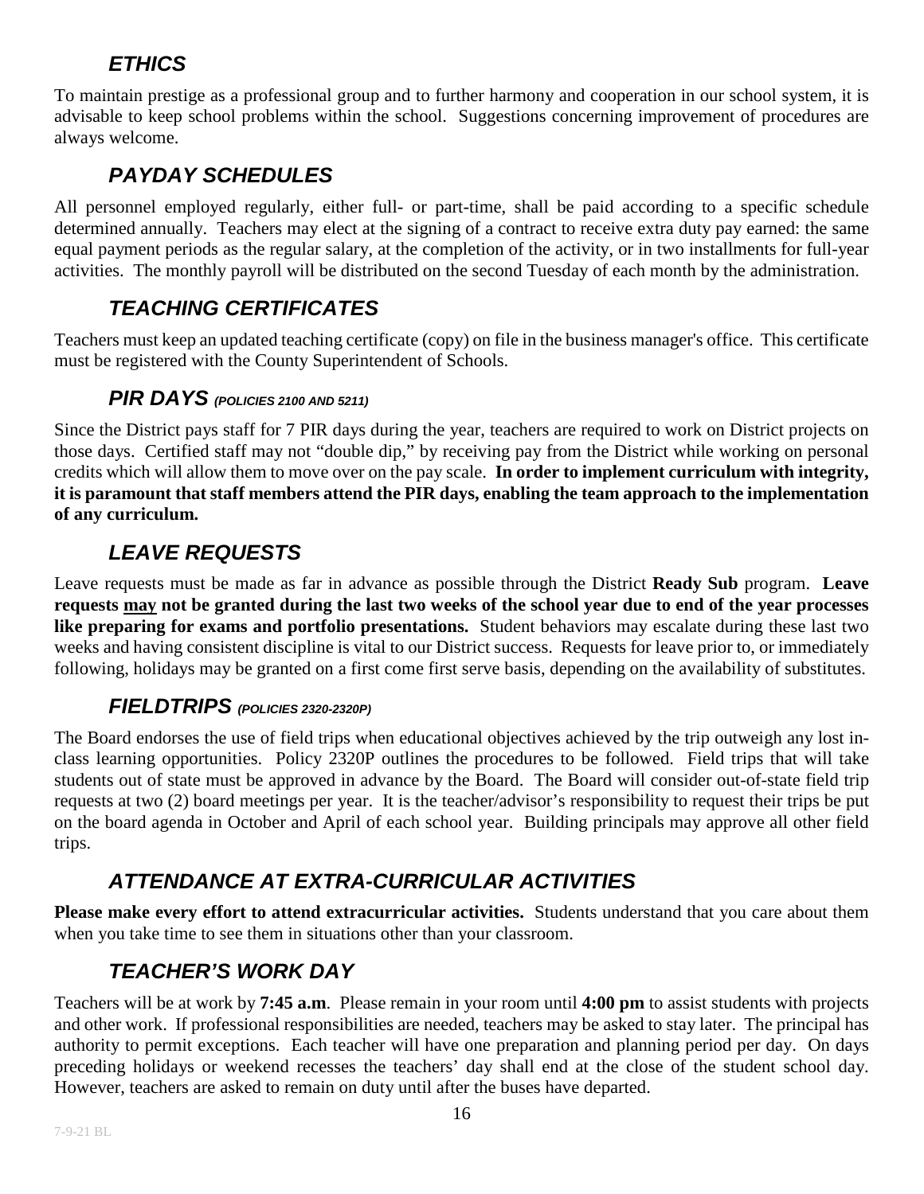## *ETHICS*

To maintain prestige as a professional group and to further harmony and cooperation in our school system, it is advisable to keep school problems within the school. Suggestions concerning improvement of procedures are always welcome.

## *PAYDAY SCHEDULES*

All personnel employed regularly, either full- or part-time, shall be paid according to a specific schedule determined annually. Teachers may elect at the signing of a contract to receive extra duty pay earned: the same equal payment periods as the regular salary, at the completion of the activity, or in two installments for full-year activities. The monthly payroll will be distributed on the second Tuesday of each month by the administration.

## *TEACHING CERTIFICATES*

Teachers must keep an updated teaching certificate (copy) on file in the business manager's office. This certificate must be registered with the County Superintendent of Schools.

## *PIR DAYS (POLICIES 2100 AND 5211)*

Since the District pays staff for 7 PIR days during the year, teachers are required to work on District projects on those days. Certified staff may not "double dip," by receiving pay from the District while working on personal credits which will allow them to move over on the pay scale. **In order to implement curriculum with integrity, it is paramount that staff members attend the PIR days, enabling the team approach to the implementation of any curriculum.**

## *LEAVE REQUESTS*

Leave requests must be made as far in advance as possible through the District **Ready Sub** program. **Leave requests <u>may</u> not be granted during the last two weeks of the school year due to end of the year processes like preparing for exams and portfolio presentations.** Student behaviors may escalate during these last two weeks and having consistent discipline is vital to our District success. Requests for leave prior to, or immediately following, holidays may be granted on a first come first serve basis, depending on the availability of substitutes.

## *FIELDTRIPS (POLICIES 2320-2320P)*

The Board endorses the use of field trips when educational objectives achieved by the trip outweigh any lost in-class learning opportunities. Policy 2320P outlines the procedures to be followed. Field trips that will take students out of state must be approved in advance by the Board. The Board will consider out-of-state field trip requests at two (2) board meetings per year. It is the teacher/advisor's responsibility to request their trips be put on the board agenda in October and April of each school year. Building principals may approve all other field trips.

## *ATTENDANCE AT EXTRA-CURRICULAR ACTIVITIES*

**Please make every effort to attend extracurricular activities.** Students understand that you care about them when you take time to see them in situations other than your classroom.

## *TEACHER'S WORK DAY*

Teachers will be at work by **7:45 a.m**. Please remain in your room until **4:00 pm** to assist students with projects and other work. If professional responsibilities are needed, teachers may be asked to stay later. The principal has authority to permit exceptions. Each teacher will have one preparation and planning period per day. On days preceding holidays or weekend recesses the teachers' day shall end at the close of the student school day. However, teachers are asked to remain on duty until after the buses have departed.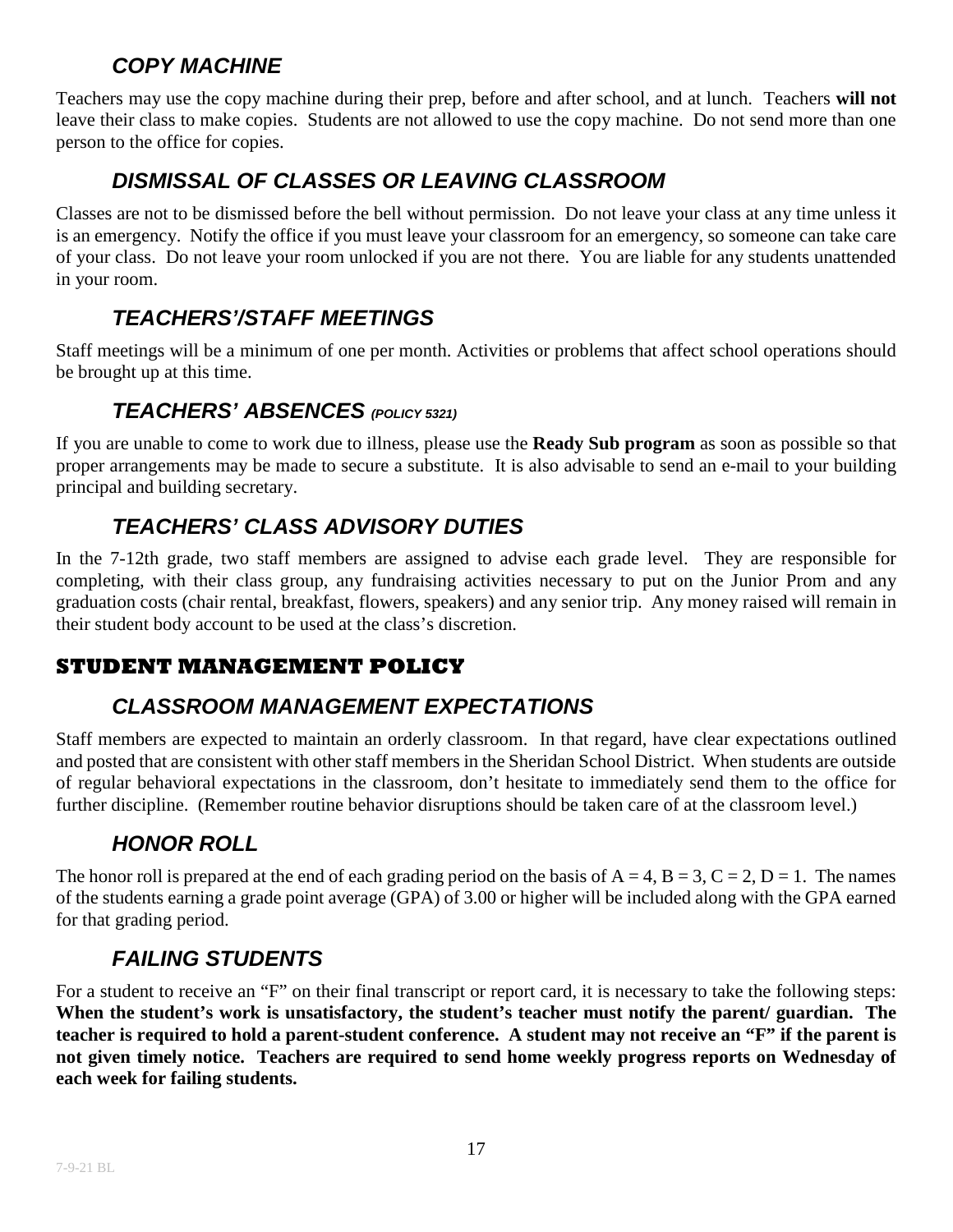### *COPY MACHINE*

Teachers may use the copy machine during their prep, before and after school, and at lunch. Teachers **will not** leave their class to make copies. Students are not allowed to use the copy machine. Do not send more than one person to the office for copies.

### *DISMISSAL OF CLASSES OR LEAVING CLASSROOM*

Classes are not to be dismissed before the bell without permission. Do not leave your class at any time unless it is an emergency. Notify the office if you must leave your classroom for an emergency, so someone can take care of your class. Do not leave your room unlocked if you are not there. You are liable for any students unattended in your room.

### *TEACHERS'/STAFF MEETINGS*

Staff meetings will be a minimum of one per month. Activities or problems that affect school operations should be brought up at this time.

### *TEACHERS' ABSENCES (POLICY 5321)*

If you are unable to come to work due to illness, please use the **Ready Sub program** as soon as possible so that proper arrangements may be made to secure a substitute. It is also advisable to send an e-mail to your building principal and building secretary.

### *TEACHERS' CLASS ADVISORY DUTIES*

In the 7-12th grade, two staff members are assigned to advise each grade level. They are responsible for completing, with their class group, any fundraising activities necessary to put on the Junior Prom and any graduation costs (chair rental, breakfast, flowers, speakers) and any senior trip. Any money raised will remain in their student body account to be used at the class's discretion.

## STUDENT MANAGEMENT POLICY

### *CLASSROOM MANAGEMENT EXPECTATIONS*

Staff members are expected to maintain an orderly classroom. In that regard, have clear expectations outlined and posted that are consistent with other staff members in the Sheridan School District. When students are outside of regular behavioral expectations in the classroom, don't hesitate to immediately send them to the office for further discipline. (Remember routine behavior disruptions should be taken care of at the classroom level.)

### *HONOR ROLL*

The honor roll is prepared at the end of each grading period on the basis of A = 4, B = 3, C = 2, D = 1. The names of the students earning a grade point average (GPA) of 3.00 or higher will be included along with the GPA earned for that grading period.

### *FAILING STUDENTS*

For a student to receive an "F" on their final transcript or report card, it is necessary to take the following steps: **When the student's work is unsatisfactory, the student's teacher must notify the parent/ guardian. The teacher is required to hold a parent-student conference. A student may not receive an "F" if the parent is not given timely notice. Teachers are required to send home weekly progress reports on Wednesday of each week for failing students.**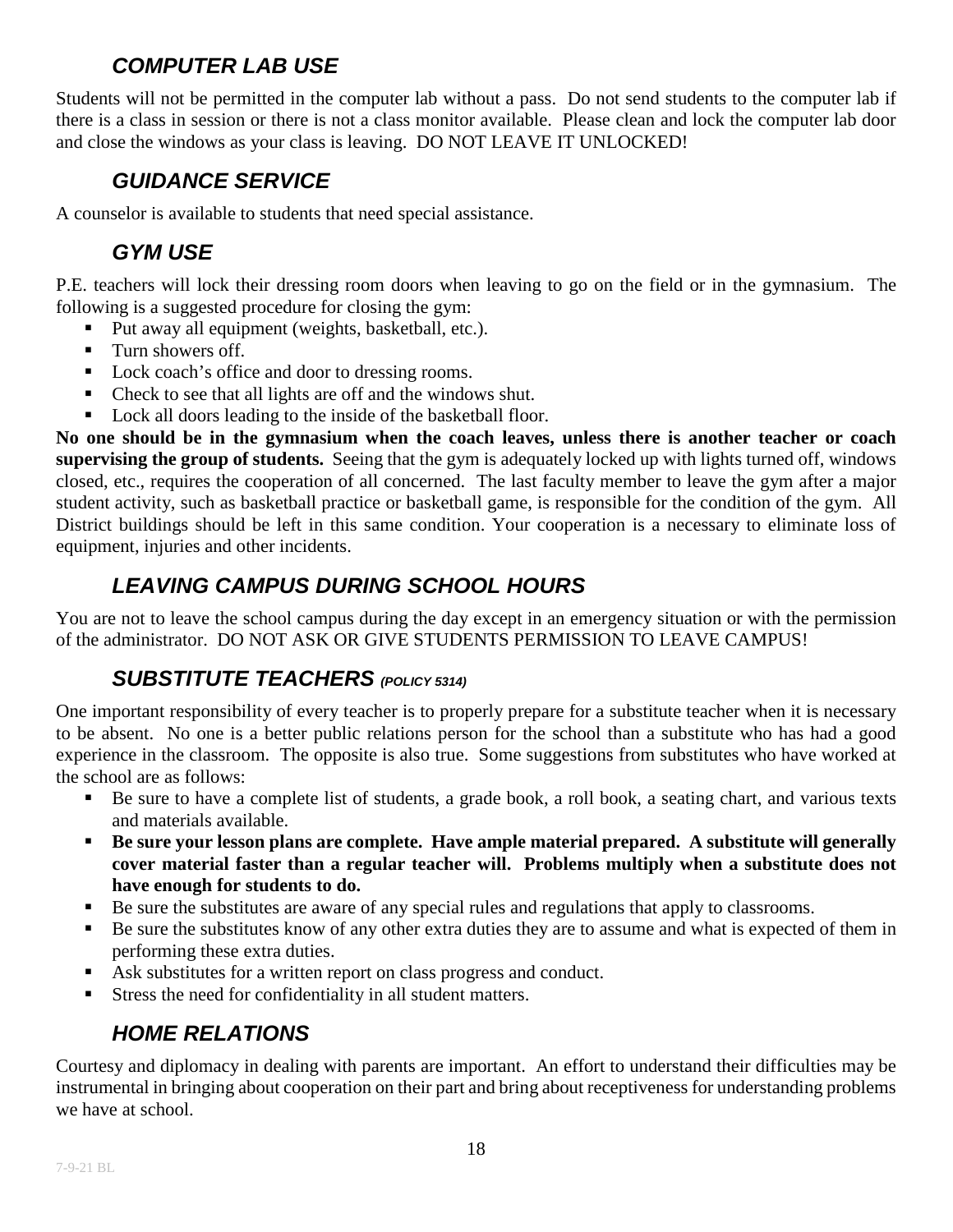## *COMPUTER LAB USE*

Students will not be permitted in the computer lab without a pass. Do not send students to the computer lab if there is a class in session or there is not a class monitor available. Please clean and lock the computer lab door and close the windows as your class is leaving. DO NOT LEAVE IT UNLOCKED!

## *GUIDANCE SERVICE*

A counselor is available to students that need special assistance.

## *GYM USE*

P.E. teachers will lock their dressing room doors when leaving to go on the field or in the gymnasium. The following is a suggested procedure for closing the gym:

- Put away all equipment (weights, basketball, etc.).
- Turn showers off.
- Lock coach's office and door to dressing rooms.
- Check to see that all lights are off and the windows shut.
- Lock all doors leading to the inside of the basketball floor.

**No one should be in the gymnasium when the coach leaves, unless there is another teacher or coach supervising the group of students.** Seeing that the gym is adequately locked up with lights turned off, windows closed, etc., requires the cooperation of all concerned. The last faculty member to leave the gym after a major student activity, such as basketball practice or basketball game, is responsible for the condition of the gym. All District buildings should be left in this same condition. Your cooperation is a necessary to eliminate loss of equipment, injuries and other incidents.

## *LEAVING CAMPUS DURING SCHOOL HOURS*

You are not to leave the school campus during the day except in an emergency situation or with the permission of the administrator. DO NOT ASK OR GIVE STUDENTS PERMISSION TO LEAVE CAMPUS!

## *SUBSTITUTE TEACHERS (POLICY 5314)*

One important responsibility of every teacher is to properly prepare for a substitute teacher when it is necessary to be absent. No one is a better public relations person for the school than a substitute who has had a good experience in the classroom. The opposite is also true. Some suggestions from substitutes who have worked at the school are as follows:

- Be sure to have a complete list of students, a grade book, a roll book, a seating chart, and various texts and materials available.
- **Be sure your lesson plans are complete. Have ample material prepared. A substitute will generally cover material faster than a regular teacher will. Problems multiply when a substitute does not have enough for students to do.**
- Be sure the substitutes are aware of any special rules and regulations that apply to classrooms.
- Be sure the substitutes know of any other extra duties they are to assume and what is expected of them in performing these extra duties.
- Ask substitutes for a written report on class progress and conduct.
- Stress the need for confidentiality in all student matters.

## *HOME RELATIONS*

Courtesy and diplomacy in dealing with parents are important. An effort to understand their difficulties may be instrumental in bringing about cooperation on their part and bring about receptiveness for understanding problems we have at school.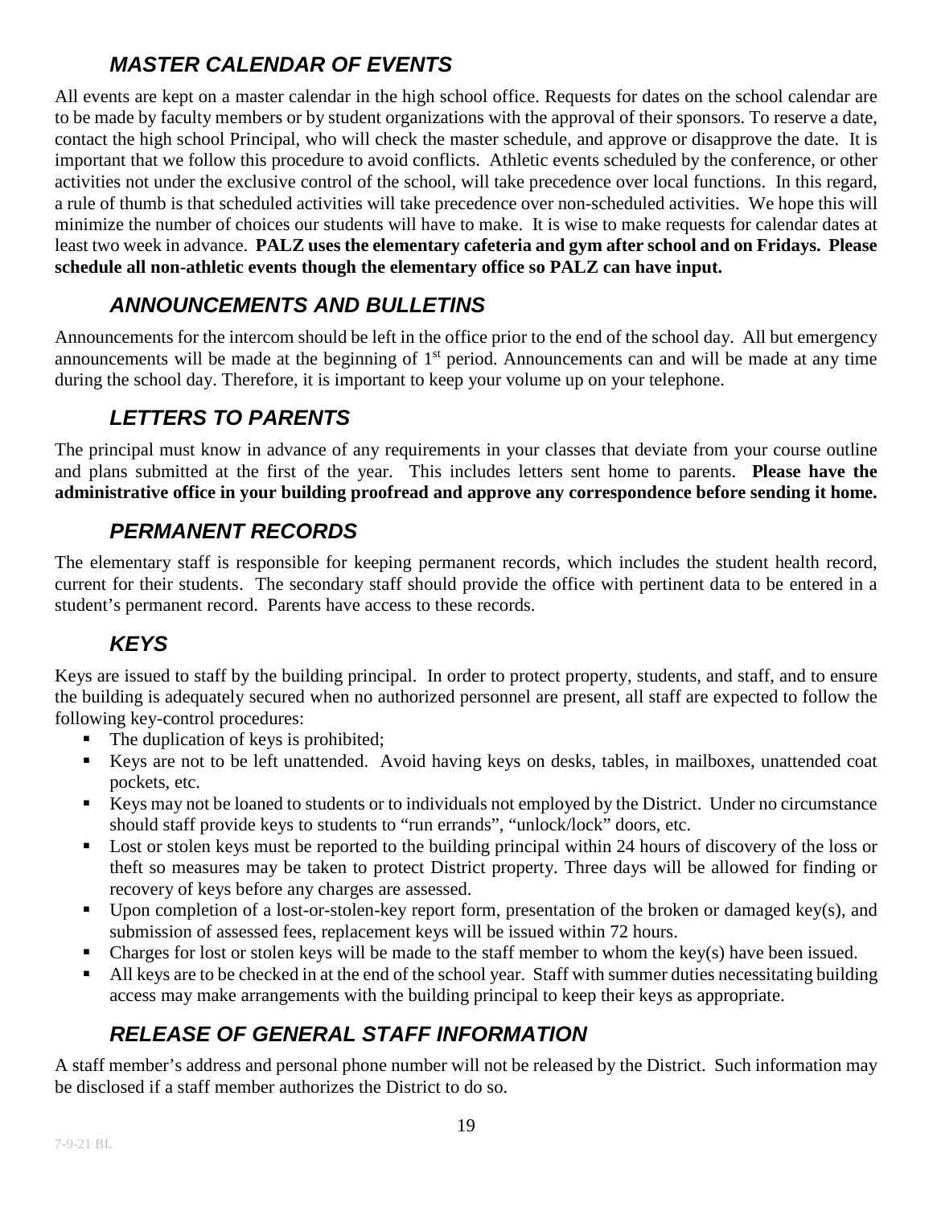## *MASTER CALENDAR OF EVENTS*

All events are kept on a master calendar in the high school office. Requests for dates on the school calendar are to be made by faculty members or by student organizations with the approval of their sponsors. To reserve a date, contact the high school Principal, who will check the master schedule, and approve or disapprove the date. It is important that we follow this procedure to avoid conflicts. Athletic events scheduled by the conference, or other activities not under the exclusive control of the school, will take precedence over local functions. In this regard, a rule of thumb is that scheduled activities will take precedence over non-scheduled activities. We hope this will minimize the number of choices our students will have to make. It is wise to make requests for calendar dates at least two week in advance. **PALZ uses the elementary cafeteria and gym after school and on Fridays. Please schedule all non-athletic events though the elementary office so PALZ can have input.**

## *ANNOUNCEMENTS AND BULLETINS*

Announcements for the intercom should be left in the office prior to the end of the school day. All but emergency announcements will be made at the beginning of 1st period. Announcements can and will be made at any time during the school day. Therefore, it is important to keep your volume up on your telephone.

## *LETTERS TO PARENTS*

The principal must know in advance of any requirements in your classes that deviate from your course outline and plans submitted at the first of the year. This includes letters sent home to parents. **Please have the administrative office in your building proofread and approve any correspondence before sending it home.**

## *PERMANENT RECORDS*

The elementary staff is responsible for keeping permanent records, which includes the student health record, current for their students. The secondary staff should provide the office with pertinent data to be entered in a student's permanent record. Parents have access to these records.

## *KEYS*

Keys are issued to staff by the building principal. In order to protect property, students, and staff, and to ensure the building is adequately secured when no authorized personnel are present, all staff are expected to follow the following key-control procedures:

- The duplication of keys is prohibited;
- Keys are not to be left unattended. Avoid having keys on desks, tables, in mailboxes, unattended coat pockets, etc.
- Keys may not be loaned to students or to individuals not employed by the District. Under no circumstance should staff provide keys to students to "run errands", "unlock/lock" doors, etc.
- Lost or stolen keys must be reported to the building principal within 24 hours of discovery of the loss or theft so measures may be taken to protect District property. Three days will be allowed for finding or recovery of keys before any charges are assessed.
- Upon completion of a lost-or-stolen-key report form, presentation of the broken or damaged key(s), and submission of assessed fees, replacement keys will be issued within 72 hours.
- Charges for lost or stolen keys will be made to the staff member to whom the key(s) have been issued.
- All keys are to be checked in at the end of the school year. Staff with summer duties necessitating building access may make arrangements with the building principal to keep their keys as appropriate.

## *RELEASE OF GENERAL STAFF INFORMATION*

A staff member's address and personal phone number will not be released by the District. Such information may be disclosed if a staff member authorizes the District to do so.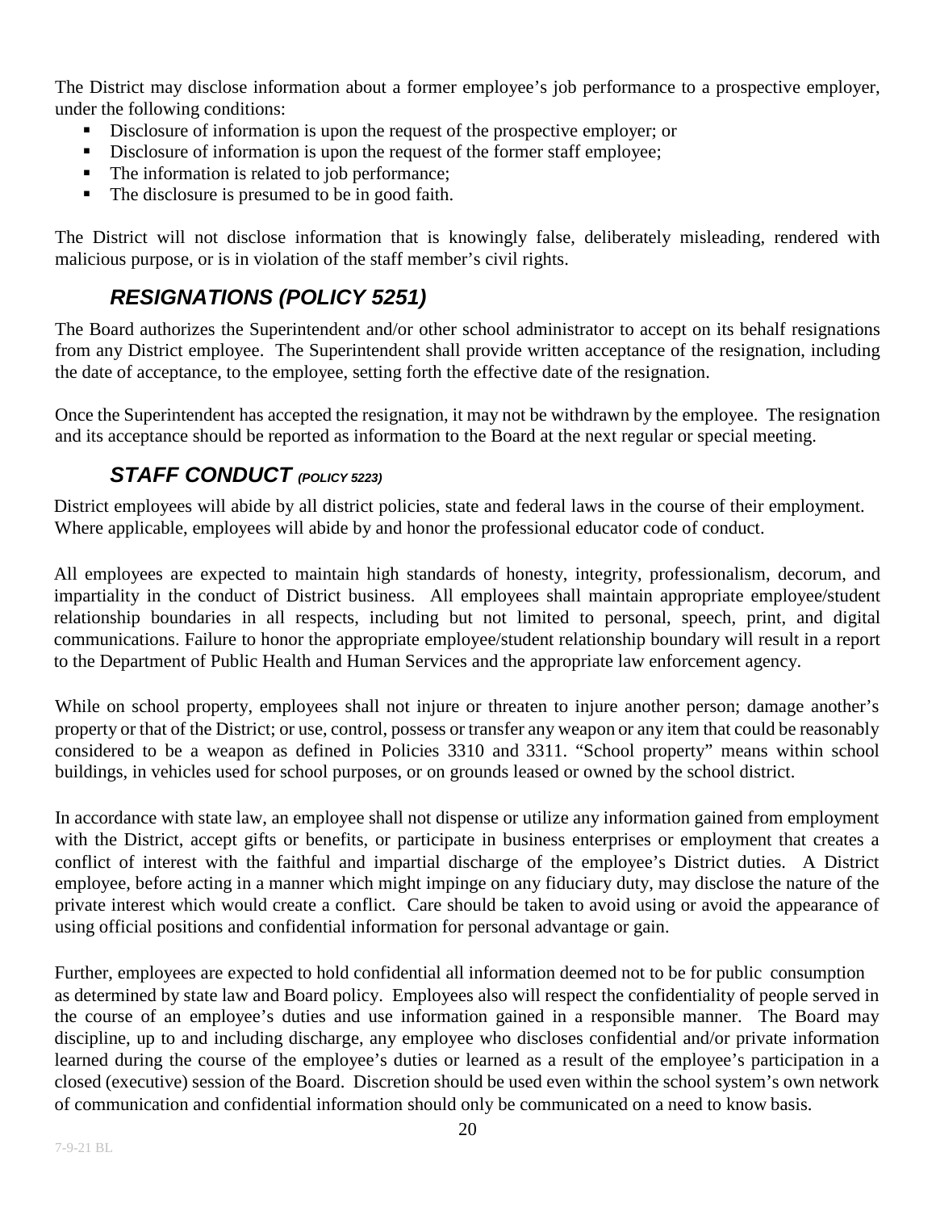The District may disclose information about a former employee's job performance to a prospective employer, under the following conditions:

- Disclosure of information is upon the request of the prospective employer; or
- Disclosure of information is upon the request of the former staff employee;
- The information is related to job performance;
- The disclosure is presumed to be in good faith.

The District will not disclose information that is knowingly false, deliberately misleading, rendered with malicious purpose, or is in violation of the staff member's civil rights.

## *RESIGNATIONS (POLICY 5251)*

The Board authorizes the Superintendent and/or other school administrator to accept on its behalf resignations from any District employee. The Superintendent shall provide written acceptance of the resignation, including the date of acceptance, to the employee, setting forth the effective date of the resignation.

Once the Superintendent has accepted the resignation, it may not be withdrawn by the employee. The resignation and its acceptance should be reported as information to the Board at the next regular or special meeting.

## *STAFF CONDUCT (POLICY 5223)*

District employees will abide by all district policies, state and federal laws in the course of their employment. Where applicable, employees will abide by and honor the professional educator code of conduct.

All employees are expected to maintain high standards of honesty, integrity, professionalism, decorum, and impartiality in the conduct of District business. All employees shall maintain appropriate employee/student relationship boundaries in all respects, including but not limited to personal, speech, print, and digital communications. Failure to honor the appropriate employee/student relationship boundary will result in a report to the Department of Public Health and Human Services and the appropriate law enforcement agency.

While on school property, employees shall not injure or threaten to injure another person; damage another's property or that of the District; or use, control, possess or transfer any weapon or any item that could be reasonably considered to be a weapon as defined in Policies 3310 and 3311. "School property" means within school buildings, in vehicles used for school purposes, or on grounds leased or owned by the school district.

In accordance with state law, an employee shall not dispense or utilize any information gained from employment with the District, accept gifts or benefits, or participate in business enterprises or employment that creates a conflict of interest with the faithful and impartial discharge of the employee's District duties. A District employee, before acting in a manner which might impinge on any fiduciary duty, may disclose the nature of the private interest which would create a conflict. Care should be taken to avoid using or avoid the appearance of using official positions and confidential information for personal advantage or gain.

Further, employees are expected to hold confidential all information deemed not to be for public consumption as determined by state law and Board policy. Employees also will respect the confidentiality of people served in the course of an employee's duties and use information gained in a responsible manner. The Board may discipline, up to and including discharge, any employee who discloses confidential and/or private information learned during the course of the employee's duties or learned as a result of the employee's participation in a closed (executive) session of the Board. Discretion should be used even within the school system's own network of communication and confidential information should only be communicated on a need to know basis.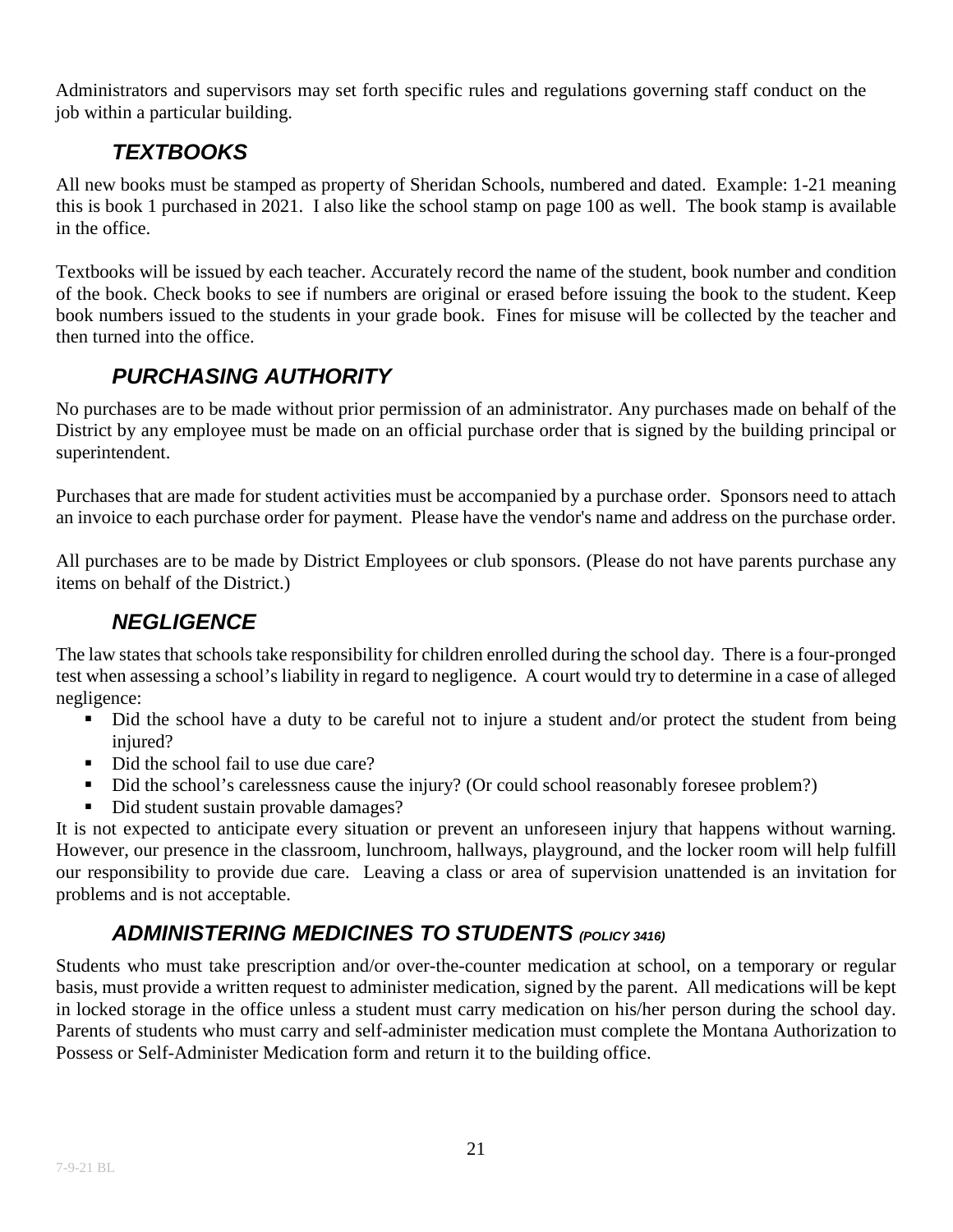Administrators and supervisors may set forth specific rules and regulations governing staff conduct on the job within a particular building.

## *TEXTBOOKS*

All new books must be stamped as property of Sheridan Schools, numbered and dated. Example: 1-21 meaning this is book 1 purchased in 2021. I also like the school stamp on page 100 as well. The book stamp is available in the office.

Textbooks will be issued by each teacher. Accurately record the name of the student, book number and condition of the book. Check books to see if numbers are original or erased before issuing the book to the student. Keep book numbers issued to the students in your grade book. Fines for misuse will be collected by the teacher and then turned into the office.

## *PURCHASING AUTHORITY*

No purchases are to be made without prior permission of an administrator. Any purchases made on behalf of the District by any employee must be made on an official purchase order that is signed by the building principal or superintendent.

Purchases that are made for student activities must be accompanied by a purchase order. Sponsors need to attach an invoice to each purchase order for payment. Please have the vendor's name and address on the purchase order.

All purchases are to be made by District Employees or club sponsors. (Please do not have parents purchase any items on behalf of the District.)

## *NEGLIGENCE*

The law states that schools take responsibility for children enrolled during the school day. There is a four-pronged test when assessing a school's liability in regard to negligence. A court would try to determine in a case of alleged negligence:

- Did the school have a duty to be careful not to injure a student and/or protect the student from being injured?
- Did the school fail to use due care?
- Did the school's carelessness cause the injury? (Or could school reasonably foresee problem?)
- Did student sustain provable damages?

It is not expected to anticipate every situation or prevent an unforeseen injury that happens without warning. However, our presence in the classroom, lunchroom, hallways, playground, and the locker room will help fulfill our responsibility to provide due care. Leaving a class or area of supervision unattended is an invitation for problems and is not acceptable.

## *ADMINISTERING MEDICINES TO STUDENTS* *(POLICY 3416)*

Students who must take prescription and/or over-the-counter medication at school, on a temporary or regular basis, must provide a written request to administer medication, signed by the parent. All medications will be kept in locked storage in the office unless a student must carry medication on his/her person during the school day. Parents of students who must carry and self-administer medication must complete the Montana Authorization to Possess or Self-Administer Medication form and return it to the building office.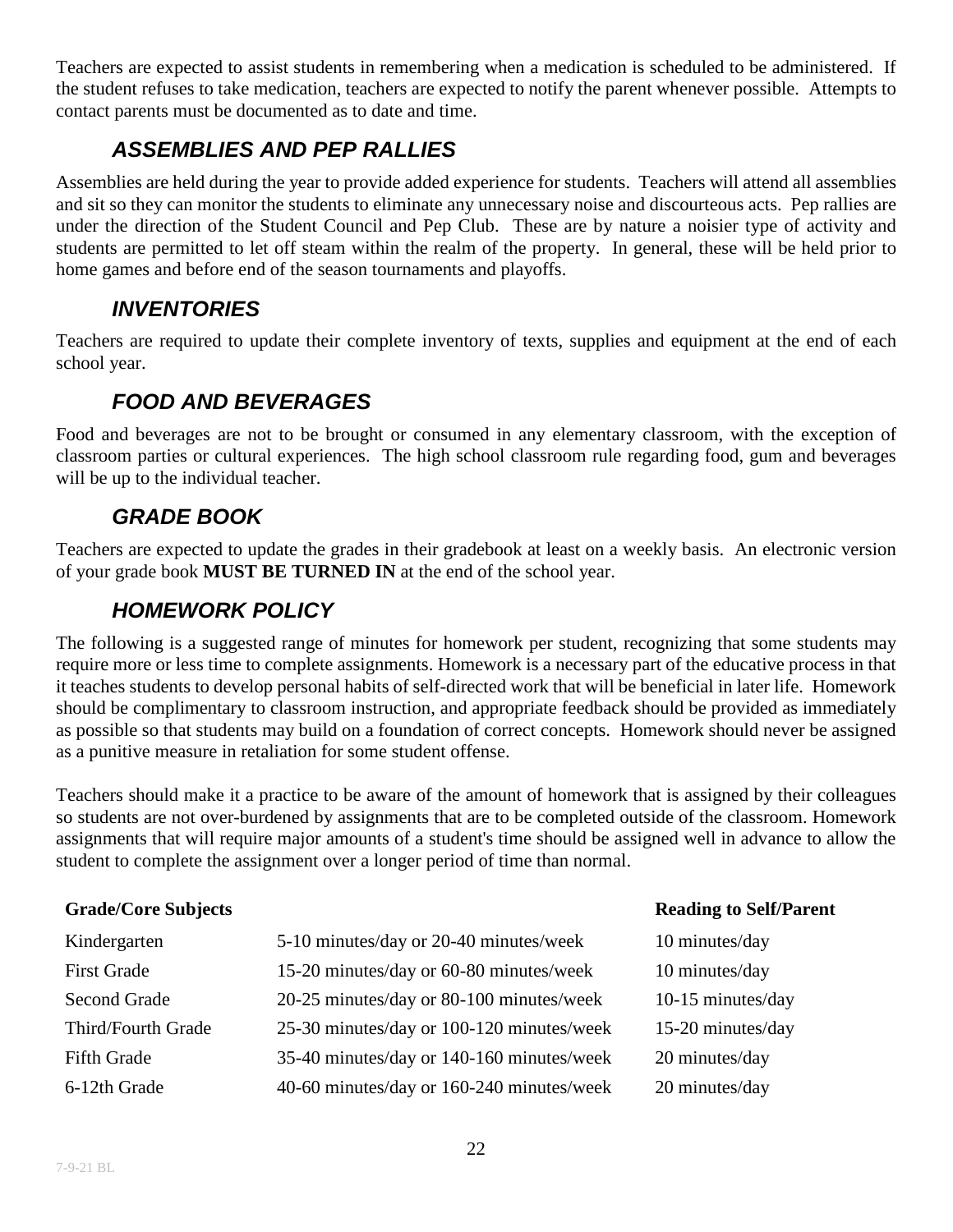Teachers are expected to assist students in remembering when a medication is scheduled to be administered. If the student refuses to take medication, teachers are expected to notify the parent whenever possible. Attempts to contact parents must be documented as to date and time.

## *ASSEMBLIES AND PEP RALLIES*

Assemblies are held during the year to provide added experience for students. Teachers will attend all assemblies and sit so they can monitor the students to eliminate any unnecessary noise and discourteous acts. Pep rallies are under the direction of the Student Council and Pep Club. These are by nature a noisier type of activity and students are permitted to let off steam within the realm of the property. In general, these will be held prior to home games and before end of the season tournaments and playoffs.

## *INVENTORIES*

Teachers are required to update their complete inventory of texts, supplies and equipment at the end of each school year.

## *FOOD AND BEVERAGES*

Food and beverages are not to be brought or consumed in any elementary classroom, with the exception of classroom parties or cultural experiences. The high school classroom rule regarding food, gum and beverages will be up to the individual teacher.

## *GRADE BOOK*

Teachers are expected to update the grades in their gradebook at least on a weekly basis. An electronic version of your grade book **MUST BE TURNED IN** at the end of the school year.

## *HOMEWORK POLICY*

The following is a suggested range of minutes for homework per student, recognizing that some students may require more or less time to complete assignments. Homework is a necessary part of the educative process in that it teaches students to develop personal habits of self-directed work that will be beneficial in later life. Homework should be complimentary to classroom instruction, and appropriate feedback should be provided as immediately as possible so that students may build on a foundation of correct concepts. Homework should never be assigned as a punitive measure in retaliation for some student offense.

Teachers should make it a practice to be aware of the amount of homework that is assigned by their colleagues so students are not over-burdened by assignments that are to be completed outside of the classroom. Homework assignments that will require major amounts of a student's time should be assigned well in advance to allow the student to complete the assignment over a longer period of time than normal.

| **Grade/Core Subjects** | | **Reading to Self/Parent** |
|---|---|---|
| Kindergarten | 5-10 minutes/day or 20-40 minutes/week | 10 minutes/day |
| First Grade | 15-20 minutes/day or 60-80 minutes/week | 10 minutes/day |
| Second Grade | 20-25 minutes/day or 80-100 minutes/week | 10-15 minutes/day |
| Third/Fourth Grade | 25-30 minutes/day or 100-120 minutes/week | 15-20 minutes/day |
| Fifth Grade | 35-40 minutes/day or 140-160 minutes/week | 20 minutes/day |
| 6-12th Grade | 40-60 minutes/day or 160-240 minutes/week | 20 minutes/day |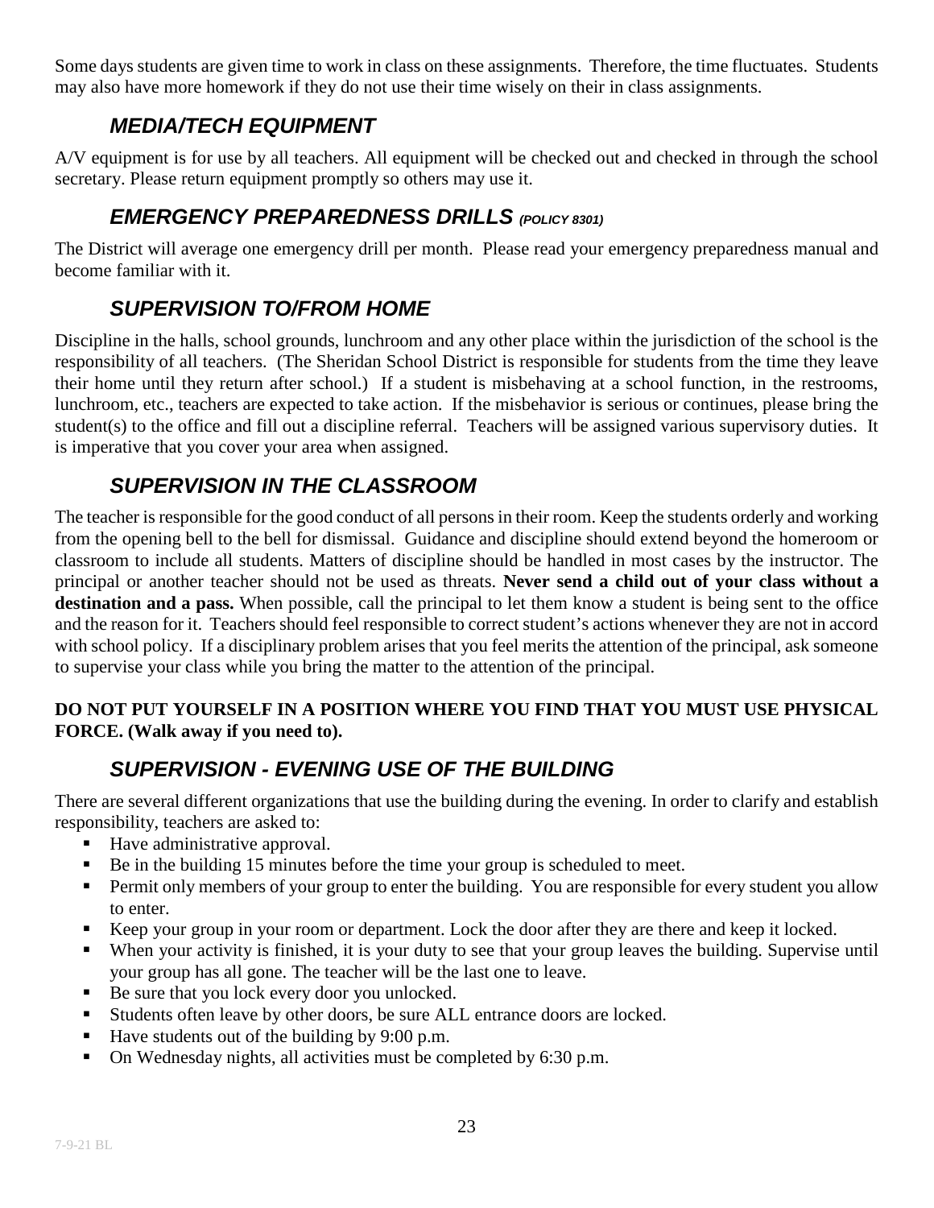Some days students are given time to work in class on these assignments. Therefore, the time fluctuates. Students may also have more homework if they do not use their time wisely on their in class assignments.

## *MEDIA/TECH EQUIPMENT*

A/V equipment is for use by all teachers. All equipment will be checked out and checked in through the school secretary. Please return equipment promptly so others may use it.

## *EMERGENCY PREPAREDNESS DRILLS (POLICY 8301)*

The District will average one emergency drill per month. Please read your emergency preparedness manual and become familiar with it.

## *SUPERVISION TO/FROM HOME*

Discipline in the halls, school grounds, lunchroom and any other place within the jurisdiction of the school is the responsibility of all teachers. (The Sheridan School District is responsible for students from the time they leave their home until they return after school.) If a student is misbehaving at a school function, in the restrooms, lunchroom, etc., teachers are expected to take action. If the misbehavior is serious or continues, please bring the student(s) to the office and fill out a discipline referral. Teachers will be assigned various supervisory duties. It is imperative that you cover your area when assigned.

## *SUPERVISION IN THE CLASSROOM*

The teacher is responsible for the good conduct of all persons in their room. Keep the students orderly and working from the opening bell to the bell for dismissal. Guidance and discipline should extend beyond the homeroom or classroom to include all students. Matters of discipline should be handled in most cases by the instructor. The principal or another teacher should not be used as threats. **Never send a child out of your class without a destination and a pass.** When possible, call the principal to let them know a student is being sent to the office and the reason for it. Teachers should feel responsible to correct student's actions whenever they are not in accord with school policy. If a disciplinary problem arises that you feel merits the attention of the principal, ask someone to supervise your class while you bring the matter to the attention of the principal.

**DO NOT PUT YOURSELF IN A POSITION WHERE YOU FIND THAT YOU MUST USE PHYSICAL FORCE. (Walk away if you need to).**

## *SUPERVISION - EVENING USE OF THE BUILDING*

There are several different organizations that use the building during the evening. In order to clarify and establish responsibility, teachers are asked to:

- Have administrative approval.
- Be in the building 15 minutes before the time your group is scheduled to meet.
- Permit only members of your group to enter the building. You are responsible for every student you allow to enter.
- Keep your group in your room or department. Lock the door after they are there and keep it locked.
- When your activity is finished, it is your duty to see that your group leaves the building. Supervise until your group has all gone. The teacher will be the last one to leave.
- Be sure that you lock every door you unlocked.
- Students often leave by other doors, be sure ALL entrance doors are locked.
- Have students out of the building by 9:00 p.m.
- On Wednesday nights, all activities must be completed by 6:30 p.m.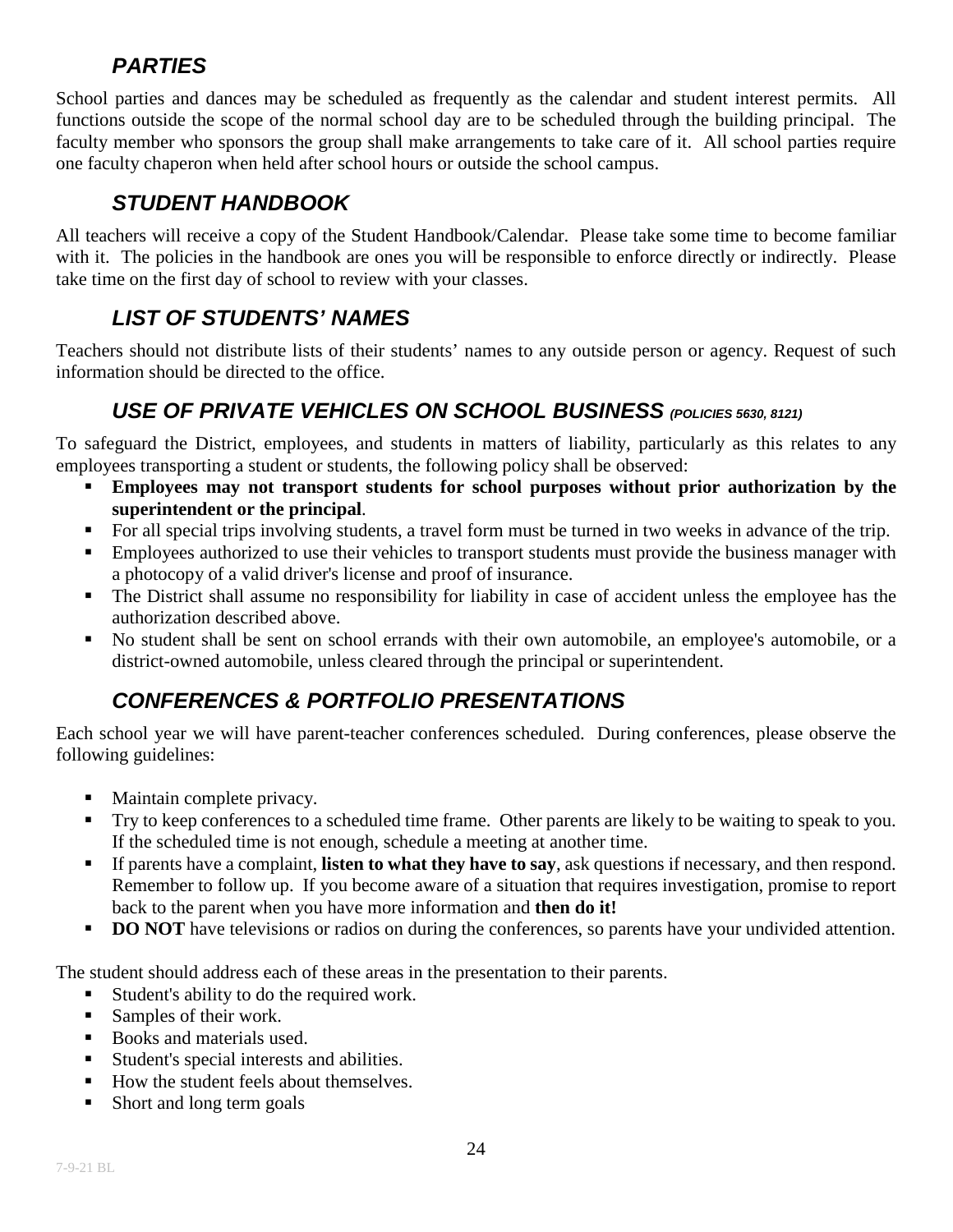## *PARTIES*

School parties and dances may be scheduled as frequently as the calendar and student interest permits. All functions outside the scope of the normal school day are to be scheduled through the building principal. The faculty member who sponsors the group shall make arrangements to take care of it. All school parties require one faculty chaperon when held after school hours or outside the school campus.

## *STUDENT HANDBOOK*

All teachers will receive a copy of the Student Handbook/Calendar. Please take some time to become familiar with it. The policies in the handbook are ones you will be responsible to enforce directly or indirectly. Please take time on the first day of school to review with your classes.

## *LIST OF STUDENTS' NAMES*

Teachers should not distribute lists of their students' names to any outside person or agency. Request of such information should be directed to the office.

## *USE OF PRIVATE VEHICLES ON SCHOOL BUSINESS (POLICIES 5630, 8121)*

To safeguard the District, employees, and students in matters of liability, particularly as this relates to any employees transporting a student or students, the following policy shall be observed:

- **Employees may not transport students for school purposes without prior authorization by the superintendent or the principal**.
- For all special trips involving students, a travel form must be turned in two weeks in advance of the trip.
- Employees authorized to use their vehicles to transport students must provide the business manager with a photocopy of a valid driver's license and proof of insurance.
- The District shall assume no responsibility for liability in case of accident unless the employee has the authorization described above.
- No student shall be sent on school errands with their own automobile, an employee's automobile, or a district-owned automobile, unless cleared through the principal or superintendent.

## *CONFERENCES & PORTFOLIO PRESENTATIONS*

Each school year we will have parent-teacher conferences scheduled. During conferences, please observe the following guidelines:

- Maintain complete privacy.
- Try to keep conferences to a scheduled time frame. Other parents are likely to be waiting to speak to you. If the scheduled time is not enough, schedule a meeting at another time.
- If parents have a complaint, **listen to what they have to say**, ask questions if necessary, and then respond. Remember to follow up. If you become aware of a situation that requires investigation, promise to report back to the parent when you have more information and **then do it!**
- **DO NOT** have televisions or radios on during the conferences, so parents have your undivided attention.

The student should address each of these areas in the presentation to their parents.

- Student's ability to do the required work.
- Samples of their work.
- Books and materials used.
- Student's special interests and abilities.
- How the student feels about themselves.
- Short and long term goals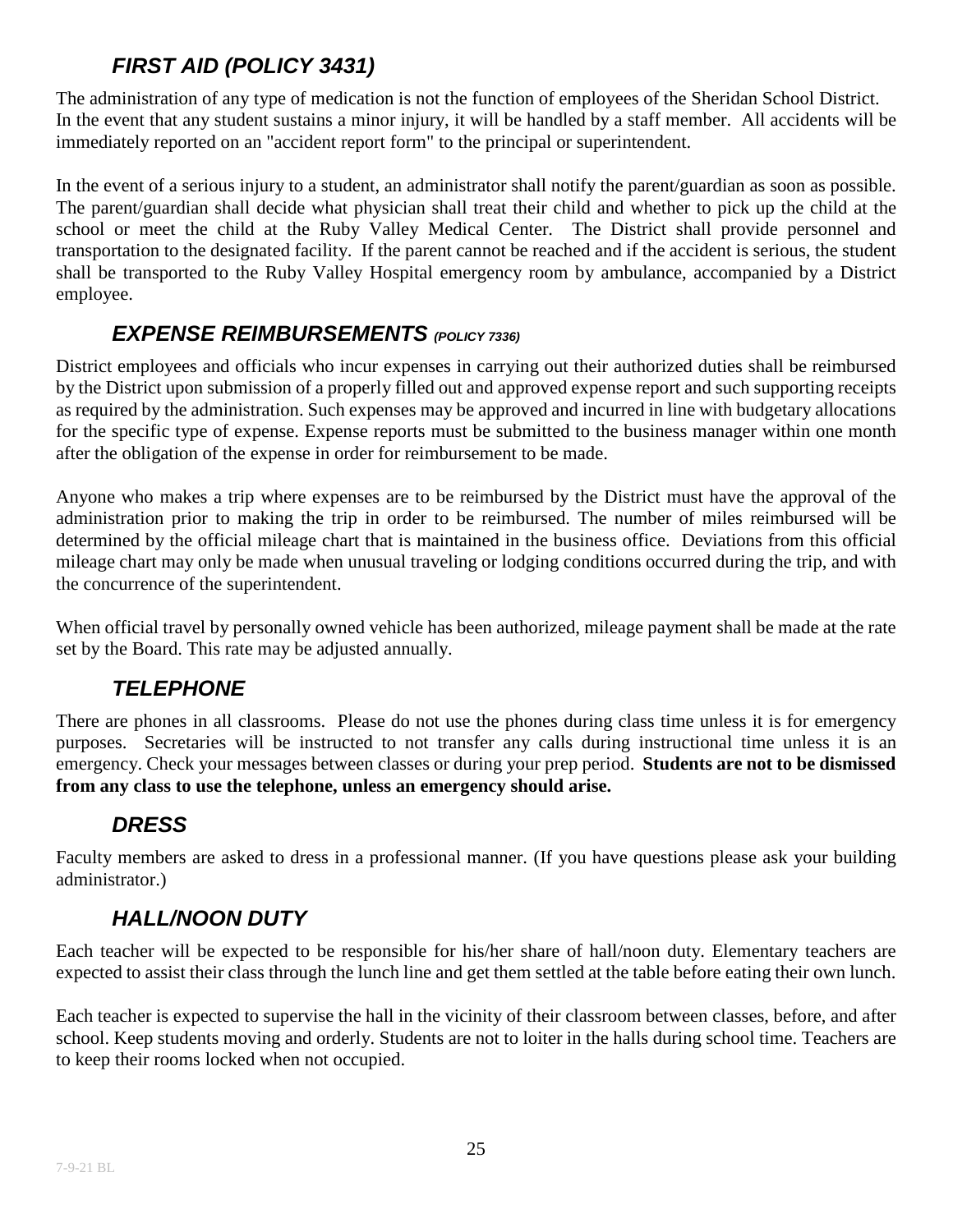## *FIRST AID (POLICY 3431)*

The administration of any type of medication is not the function of employees of the Sheridan School District. In the event that any student sustains a minor injury, it will be handled by a staff member. All accidents will be immediately reported on an "accident report form" to the principal or superintendent.

In the event of a serious injury to a student, an administrator shall notify the parent/guardian as soon as possible. The parent/guardian shall decide what physician shall treat their child and whether to pick up the child at the school or meet the child at the Ruby Valley Medical Center. The District shall provide personnel and transportation to the designated facility. If the parent cannot be reached and if the accident is serious, the student shall be transported to the Ruby Valley Hospital emergency room by ambulance, accompanied by a District employee.

## *EXPENSE REIMBURSEMENTS (POLICY 7336)*

District employees and officials who incur expenses in carrying out their authorized duties shall be reimbursed by the District upon submission of a properly filled out and approved expense report and such supporting receipts as required by the administration. Such expenses may be approved and incurred in line with budgetary allocations for the specific type of expense. Expense reports must be submitted to the business manager within one month after the obligation of the expense in order for reimbursement to be made.

Anyone who makes a trip where expenses are to be reimbursed by the District must have the approval of the administration prior to making the trip in order to be reimbursed. The number of miles reimbursed will be determined by the official mileage chart that is maintained in the business office. Deviations from this official mileage chart may only be made when unusual traveling or lodging conditions occurred during the trip, and with the concurrence of the superintendent.

When official travel by personally owned vehicle has been authorized, mileage payment shall be made at the rate set by the Board. This rate may be adjusted annually.

## *TELEPHONE*

There are phones in all classrooms. Please do not use the phones during class time unless it is for emergency purposes. Secretaries will be instructed to not transfer any calls during instructional time unless it is an emergency. Check your messages between classes or during your prep period. **Students are not to be dismissed from any class to use the telephone, unless an emergency should arise.**

## *DRESS*

Faculty members are asked to dress in a professional manner. (If you have questions please ask your building administrator.)

## *HALL/NOON DUTY*

Each teacher will be expected to be responsible for his/her share of hall/noon duty. Elementary teachers are expected to assist their class through the lunch line and get them settled at the table before eating their own lunch.

Each teacher is expected to supervise the hall in the vicinity of their classroom between classes, before, and after school. Keep students moving and orderly. Students are not to loiter in the halls during school time. Teachers are to keep their rooms locked when not occupied.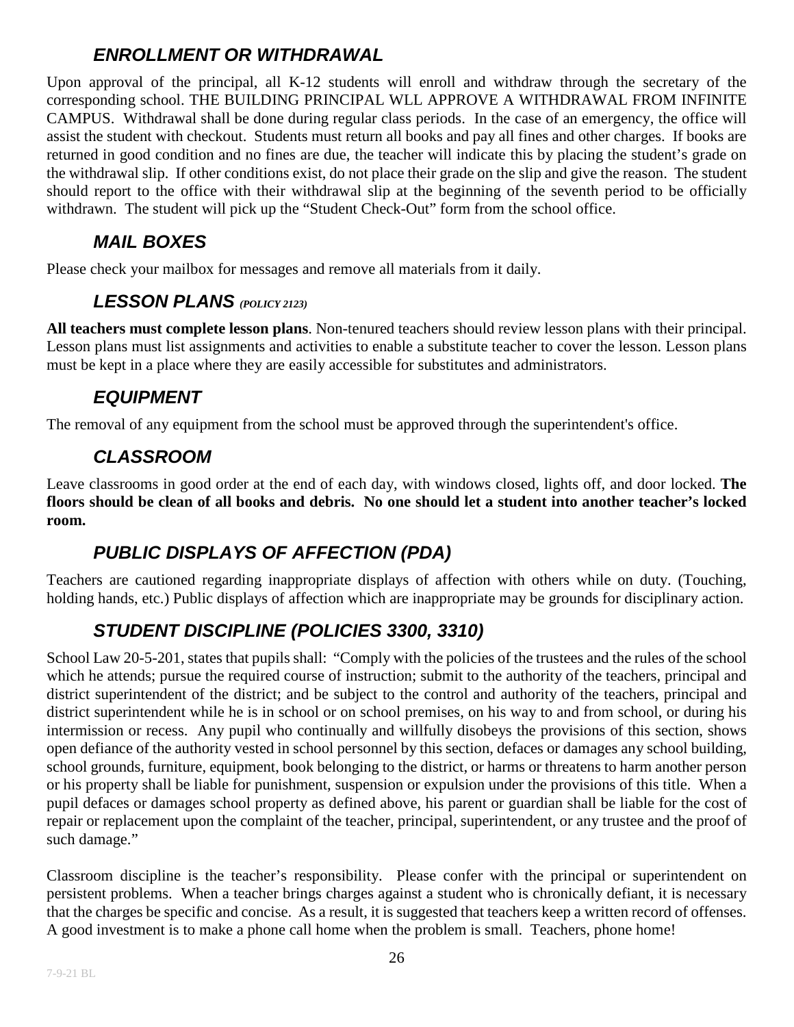## *ENROLLMENT OR WITHDRAWAL*

Upon approval of the principal, all K-12 students will enroll and withdraw through the secretary of the corresponding school. THE BUILDING PRINCIPAL WLL APPROVE A WITHDRAWAL FROM INFINITE CAMPUS. Withdrawal shall be done during regular class periods. In the case of an emergency, the office will assist the student with checkout. Students must return all books and pay all fines and other charges. If books are returned in good condition and no fines are due, the teacher will indicate this by placing the student's grade on the withdrawal slip. If other conditions exist, do not place their grade on the slip and give the reason. The student should report to the office with their withdrawal slip at the beginning of the seventh period to be officially withdrawn. The student will pick up the "Student Check-Out" form from the school office.

## *MAIL BOXES*

Please check your mailbox for messages and remove all materials from it daily.

## *LESSON PLANS (POLICY 2123)*

**All teachers must complete lesson plans**. Non-tenured teachers should review lesson plans with their principal. Lesson plans must list assignments and activities to enable a substitute teacher to cover the lesson. Lesson plans must be kept in a place where they are easily accessible for substitutes and administrators.

## *EQUIPMENT*

The removal of any equipment from the school must be approved through the superintendent's office.

## *CLASSROOM*

Leave classrooms in good order at the end of each day, with windows closed, lights off, and door locked. **The floors should be clean of all books and debris. No one should let a student into another teacher's locked room.**

## *PUBLIC DISPLAYS OF AFFECTION (PDA)*

Teachers are cautioned regarding inappropriate displays of affection with others while on duty. (Touching, holding hands, etc.) Public displays of affection which are inappropriate may be grounds for disciplinary action.

## *STUDENT DISCIPLINE (POLICIES 3300, 3310)*

School Law 20-5-201, states that pupils shall: "Comply with the policies of the trustees and the rules of the school which he attends; pursue the required course of instruction; submit to the authority of the teachers, principal and district superintendent of the district; and be subject to the control and authority of the teachers, principal and district superintendent while he is in school or on school premises, on his way to and from school, or during his intermission or recess. Any pupil who continually and willfully disobeys the provisions of this section, shows open defiance of the authority vested in school personnel by this section, defaces or damages any school building, school grounds, furniture, equipment, book belonging to the district, or harms or threatens to harm another person or his property shall be liable for punishment, suspension or expulsion under the provisions of this title. When a pupil defaces or damages school property as defined above, his parent or guardian shall be liable for the cost of repair or replacement upon the complaint of the teacher, principal, superintendent, or any trustee and the proof of such damage."

Classroom discipline is the teacher's responsibility. Please confer with the principal or superintendent on persistent problems. When a teacher brings charges against a student who is chronically defiant, it is necessary that the charges be specific and concise. As a result, it is suggested that teachers keep a written record of offenses. A good investment is to make a phone call home when the problem is small. Teachers, phone home!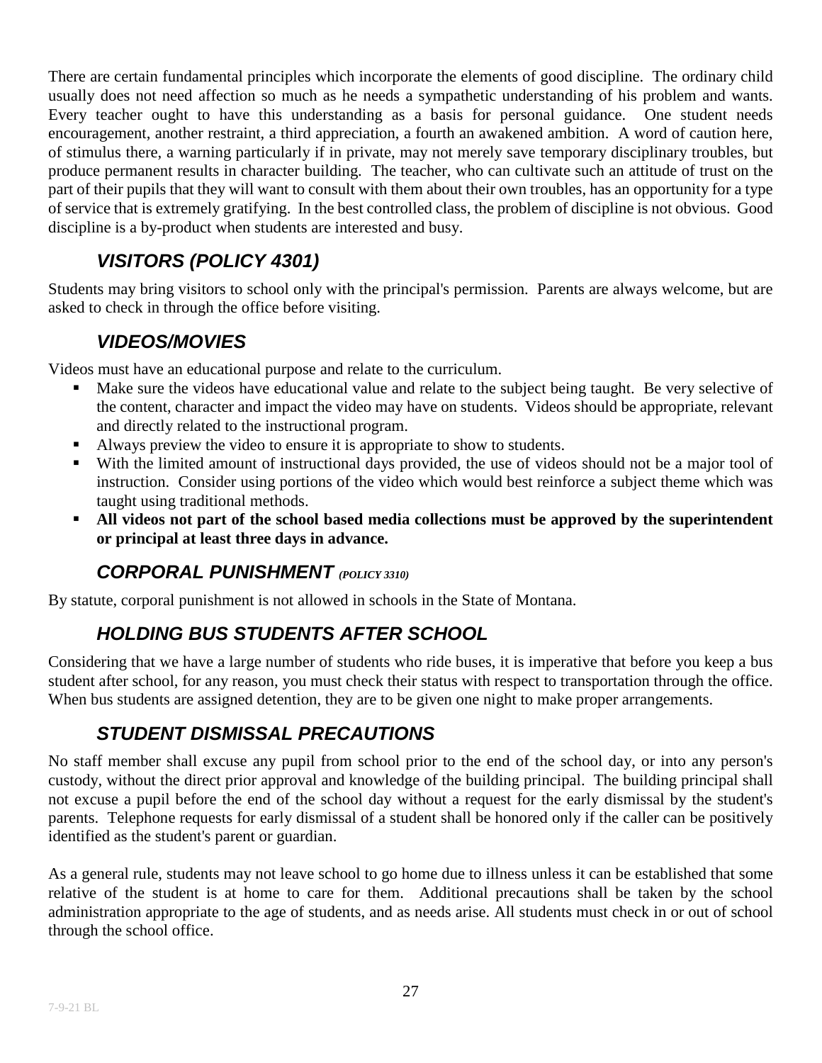There are certain fundamental principles which incorporate the elements of good discipline. The ordinary child usually does not need affection so much as he needs a sympathetic understanding of his problem and wants. Every teacher ought to have this understanding as a basis for personal guidance. One student needs encouragement, another restraint, a third appreciation, a fourth an awakened ambition. A word of caution here, of stimulus there, a warning particularly if in private, may not merely save temporary disciplinary troubles, but produce permanent results in character building. The teacher, who can cultivate such an attitude of trust on the part of their pupils that they will want to consult with them about their own troubles, has an opportunity for a type of service that is extremely gratifying. In the best controlled class, the problem of discipline is not obvious. Good discipline is a by-product when students are interested and busy.

## *VISITORS (POLICY 4301)*

Students may bring visitors to school only with the principal's permission. Parents are always welcome, but are asked to check in through the office before visiting.

## *VIDEOS/MOVIES*

Videos must have an educational purpose and relate to the curriculum.

- Make sure the videos have educational value and relate to the subject being taught. Be very selective of the content, character and impact the video may have on students. Videos should be appropriate, relevant and directly related to the instructional program.
- Always preview the video to ensure it is appropriate to show to students.
- With the limited amount of instructional days provided, the use of videos should not be a major tool of instruction. Consider using portions of the video which would best reinforce a subject theme which was taught using traditional methods.
- **All videos not part of the school based media collections must be approved by the superintendent or principal at least three days in advance.**

## *CORPORAL PUNISHMENT (POLICY 3310)*

By statute, corporal punishment is not allowed in schools in the State of Montana.

## *HOLDING BUS STUDENTS AFTER SCHOOL*

Considering that we have a large number of students who ride buses, it is imperative that before you keep a bus student after school, for any reason, you must check their status with respect to transportation through the office. When bus students are assigned detention, they are to be given one night to make proper arrangements.

## *STUDENT DISMISSAL PRECAUTIONS*

No staff member shall excuse any pupil from school prior to the end of the school day, or into any person's custody, without the direct prior approval and knowledge of the building principal. The building principal shall not excuse a pupil before the end of the school day without a request for the early dismissal by the student's parents. Telephone requests for early dismissal of a student shall be honored only if the caller can be positively identified as the student's parent or guardian.

As a general rule, students may not leave school to go home due to illness unless it can be established that some relative of the student is at home to care for them. Additional precautions shall be taken by the school administration appropriate to the age of students, and as needs arise. All students must check in or out of school through the school office.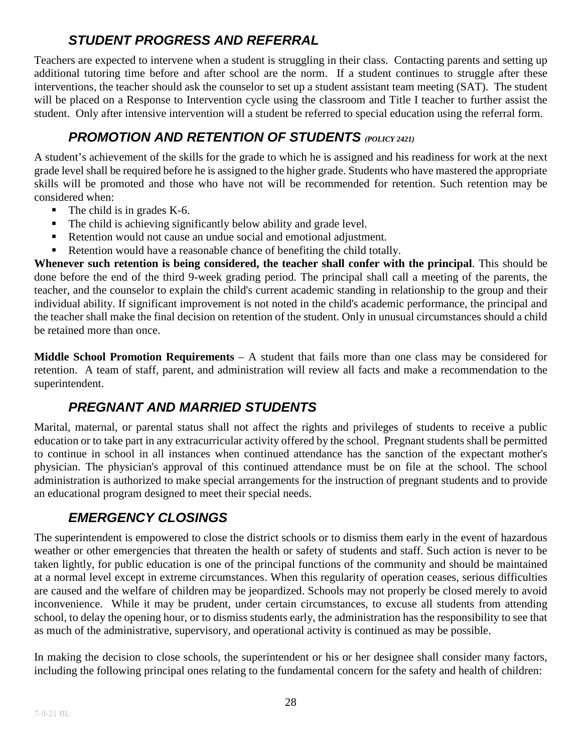## *STUDENT PROGRESS AND REFERRAL*

Teachers are expected to intervene when a student is struggling in their class. Contacting parents and setting up additional tutoring time before and after school are the norm. If a student continues to struggle after these interventions, the teacher should ask the counselor to set up a student assistant team meeting (SAT). The student will be placed on a Response to Intervention cycle using the classroom and Title I teacher to further assist the student. Only after intensive intervention will a student be referred to special education using the referral form.

## *PROMOTION AND RETENTION OF STUDENTS* *(POLICY 2421)*

A student's achievement of the skills for the grade to which he is assigned and his readiness for work at the next grade level shall be required before he is assigned to the higher grade. Students who have mastered the appropriate skills will be promoted and those who have not will be recommended for retention. Such retention may be considered when:

- The child is in grades K-6.
- The child is achieving significantly below ability and grade level.
- Retention would not cause an undue social and emotional adjustment.
- Retention would have a reasonable chance of benefiting the child totally.

**Whenever such retention is being considered, the teacher shall confer with the principal**. This should be done before the end of the third 9-week grading period. The principal shall call a meeting of the parents, the teacher, and the counselor to explain the child's current academic standing in relationship to the group and their individual ability. If significant improvement is not noted in the child's academic performance, the principal and the teacher shall make the final decision on retention of the student. Only in unusual circumstances should a child be retained more than once.

**Middle School Promotion Requirements** – A student that fails more than one class may be considered for retention. A team of staff, parent, and administration will review all facts and make a recommendation to the superintendent.

## *PREGNANT AND MARRIED STUDENTS*

Marital, maternal, or parental status shall not affect the rights and privileges of students to receive a public education or to take part in any extracurricular activity offered by the school. Pregnant students shall be permitted to continue in school in all instances when continued attendance has the sanction of the expectant mother's physician. The physician's approval of this continued attendance must be on file at the school. The school administration is authorized to make special arrangements for the instruction of pregnant students and to provide an educational program designed to meet their special needs.

## *EMERGENCY CLOSINGS*

The superintendent is empowered to close the district schools or to dismiss them early in the event of hazardous weather or other emergencies that threaten the health or safety of students and staff. Such action is never to be taken lightly, for public education is one of the principal functions of the community and should be maintained at a normal level except in extreme circumstances. When this regularity of operation ceases, serious difficulties are caused and the welfare of children may be jeopardized. Schools may not properly be closed merely to avoid inconvenience. While it may be prudent, under certain circumstances, to excuse all students from attending school, to delay the opening hour, or to dismiss students early, the administration has the responsibility to see that as much of the administrative, supervisory, and operational activity is continued as may be possible.

In making the decision to close schools, the superintendent or his or her designee shall consider many factors, including the following principal ones relating to the fundamental concern for the safety and health of children: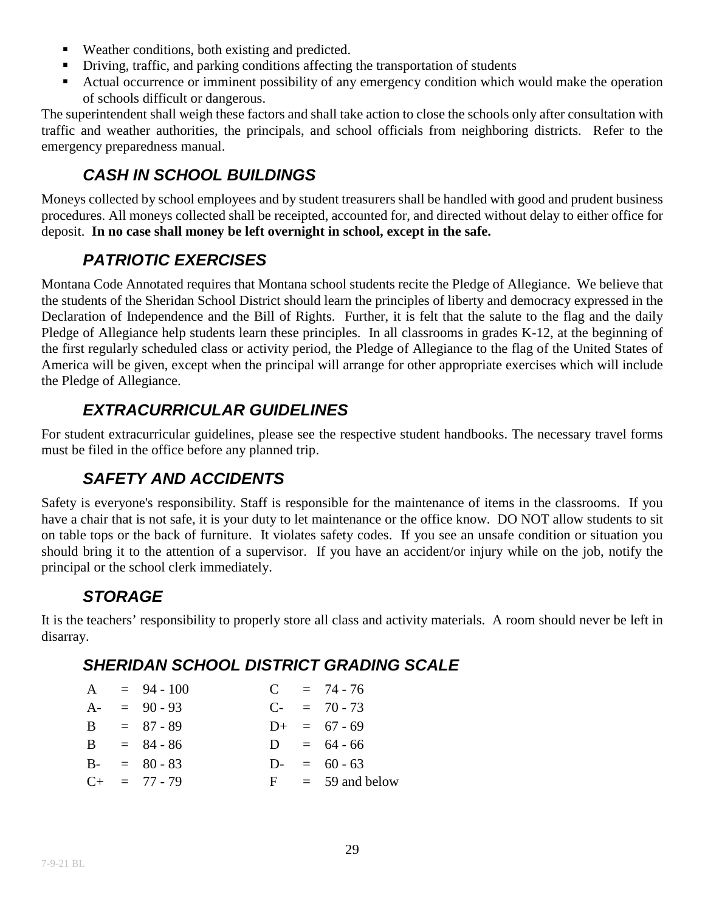- Weather conditions, both existing and predicted.
- Driving, traffic, and parking conditions affecting the transportation of students
- Actual occurrence or imminent possibility of any emergency condition which would make the operation of schools difficult or dangerous.

The superintendent shall weigh these factors and shall take action to close the schools only after consultation with traffic and weather authorities, the principals, and school officials from neighboring districts. Refer to the emergency preparedness manual.

## *CASH IN SCHOOL BUILDINGS*

Moneys collected by school employees and by student treasurers shall be handled with good and prudent business procedures. All moneys collected shall be receipted, accounted for, and directed without delay to either office for deposit. **In no case shall money be left overnight in school, except in the safe.**

## *PATRIOTIC EXERCISES*

Montana Code Annotated requires that Montana school students recite the Pledge of Allegiance. We believe that the students of the Sheridan School District should learn the principles of liberty and democracy expressed in the Declaration of Independence and the Bill of Rights. Further, it is felt that the salute to the flag and the daily Pledge of Allegiance help students learn these principles. In all classrooms in grades K-12, at the beginning of the first regularly scheduled class or activity period, the Pledge of Allegiance to the flag of the United States of America will be given, except when the principal will arrange for other appropriate exercises which will include the Pledge of Allegiance.

## *EXTRACURRICULAR GUIDELINES*

For student extracurricular guidelines, please see the respective student handbooks. The necessary travel forms must be filed in the office before any planned trip.

## *SAFETY AND ACCIDENTS*

Safety is everyone's responsibility. Staff is responsible for the maintenance of items in the classrooms. If you have a chair that is not safe, it is your duty to let maintenance or the office know. DO NOT allow students to sit on table tops or the back of furniture. It violates safety codes. If you see an unsafe condition or situation you should bring it to the attention of a supervisor. If you have an accident/or injury while on the job, notify the principal or the school clerk immediately.

## *STORAGE*

It is the teachers' responsibility to properly store all class and activity materials. A room should never be left in disarray.

## *SHERIDAN SCHOOL DISTRICT GRADING SCALE*

| Grade | | Range | Grade | | Range |
|---|---|---|---|---|---|
| A | = | 94 - 100 | C | = | 74 - 76 |
| A- | = | 90 - 93 | C- | = | 70 - 73 |
| B | = | 87 - 89 | D+ | = | 67 - 69 |
| B | = | 84 - 86 | D | = | 64 - 66 |
| B- | = | 80 - 83 | D- | = | 60 - 63 |
| C+ | = | 77 - 79 | F | = | 59 and below |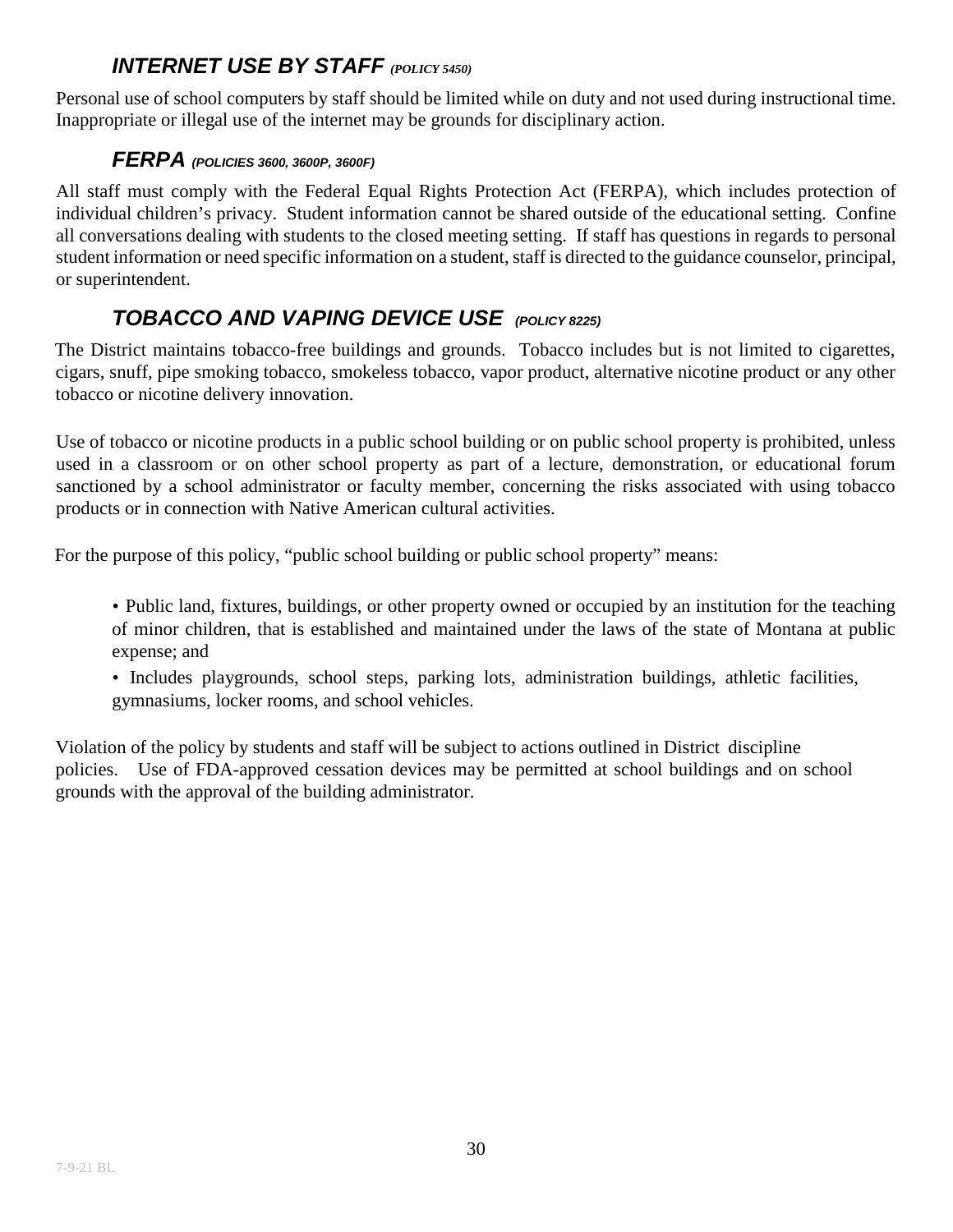## *INTERNET USE BY STAFF (POLICY 5450)*

Personal use of school computers by staff should be limited while on duty and not used during instructional time. Inappropriate or illegal use of the internet may be grounds for disciplinary action.

## *FERPA (POLICIES 3600, 3600P, 3600F)*

All staff must comply with the Federal Equal Rights Protection Act (FERPA), which includes protection of individual children's privacy. Student information cannot be shared outside of the educational setting. Confine all conversations dealing with students to the closed meeting setting. If staff has questions in regards to personal student information or need specific information on a student, staff is directed to the guidance counselor, principal, or superintendent.

## *TOBACCO AND VAPING DEVICE USE (POLICY 8225)*

The District maintains tobacco-free buildings and grounds. Tobacco includes but is not limited to cigarettes, cigars, snuff, pipe smoking tobacco, smokeless tobacco, vapor product, alternative nicotine product or any other tobacco or nicotine delivery innovation.

Use of tobacco or nicotine products in a public school building or on public school property is prohibited, unless used in a classroom or on other school property as part of a lecture, demonstration, or educational forum sanctioned by a school administrator or faculty member, concerning the risks associated with using tobacco products or in connection with Native American cultural activities.

For the purpose of this policy, "public school building or public school property" means:

- Public land, fixtures, buildings, or other property owned or occupied by an institution for the teaching of minor children, that is established and maintained under the laws of the state of Montana at public expense; and
- Includes playgrounds, school steps, parking lots, administration buildings, athletic facilities, gymnasiums, locker rooms, and school vehicles.

Violation of the policy by students and staff will be subject to actions outlined in District discipline policies. Use of FDA-approved cessation devices may be permitted at school buildings and on school grounds with the approval of the building administrator.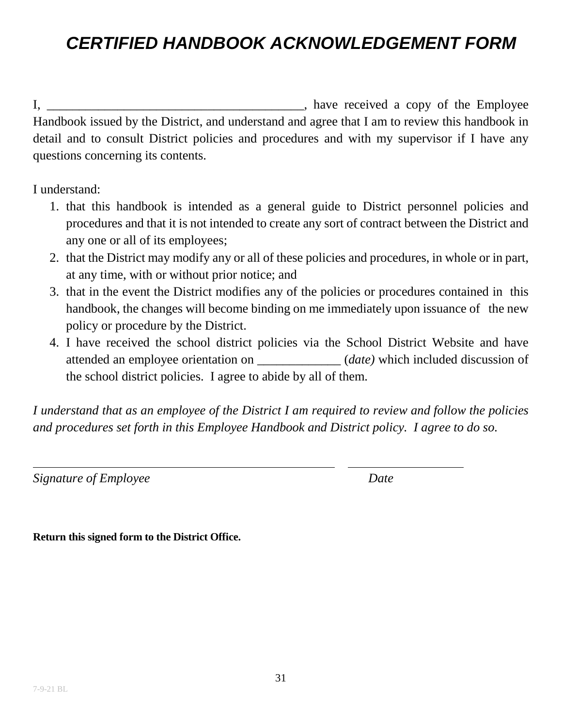# *CERTIFIED HANDBOOK ACKNOWLEDGEMENT FORM*

I, ________________________________________, have received a copy of the Employee Handbook issued by the District, and understand and agree that I am to review this handbook in detail and to consult District policies and procedures and with my supervisor if I have any questions concerning its contents.

I understand:

1. that this handbook is intended as a general guide to District personnel policies and procedures and that it is not intended to create any sort of contract between the District and any one or all of its employees;
2. that the District may modify any or all of these policies and procedures, in whole or in part, at any time, with or without prior notice; and
3. that in the event the District modifies any of the policies or procedures contained in this handbook, the changes will become binding on me immediately upon issuance of the new policy or procedure by the District.
4. I have received the school district policies via the School District Website and have attended an employee orientation on _____________ (*date)* which included discussion of the school district policies. I agree to abide by all of them.

*I understand that as an employee of the District I am required to review and follow the policies and procedures set forth in this Employee Handbook and District policy. I agree to do so.*

______________________________________________ ____________________

*Signature of Employee* *Date*

**Return this signed form to the District Office.**

7-9-21 BL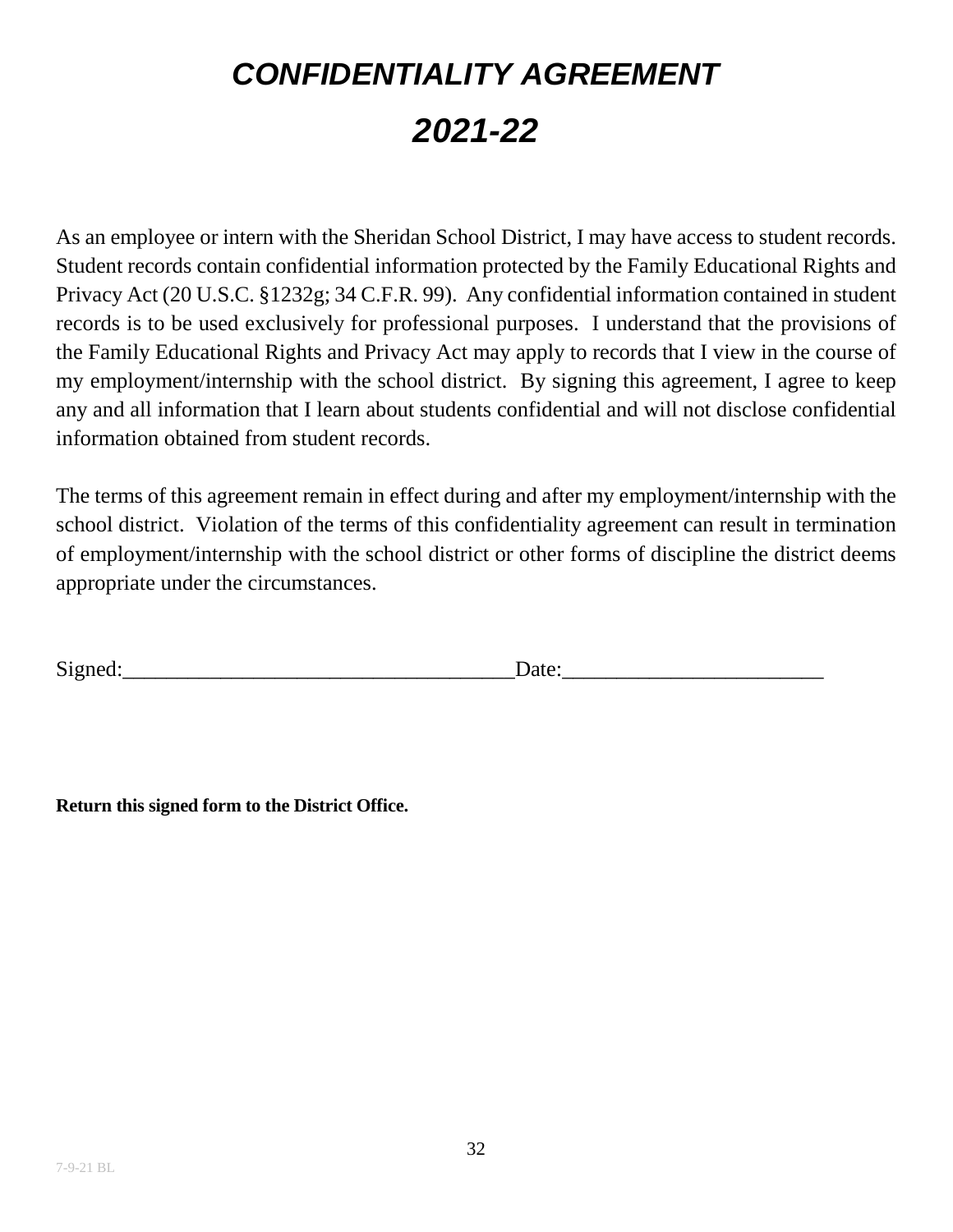# *CONFIDENTIALITY AGREEMENT*

# *2021-22*

As an employee or intern with the Sheridan School District, I may have access to student records. Student records contain confidential information protected by the Family Educational Rights and Privacy Act (20 U.S.C. §1232g; 34 C.F.R. 99). Any confidential information contained in student records is to be used exclusively for professional purposes. I understand that the provisions of the Family Educational Rights and Privacy Act may apply to records that I view in the course of my employment/internship with the school district. By signing this agreement, I agree to keep any and all information that I learn about students confidential and will not disclose confidential information obtained from student records.

The terms of this agreement remain in effect during and after my employment/internship with the school district. Violation of the terms of this confidentiality agreement can result in termination of employment/internship with the school district or other forms of discipline the district deems appropriate under the circumstances.

Signed:____________________________________Date:________________________

**Return this signed form to the District Office.**

7-9-21 BL